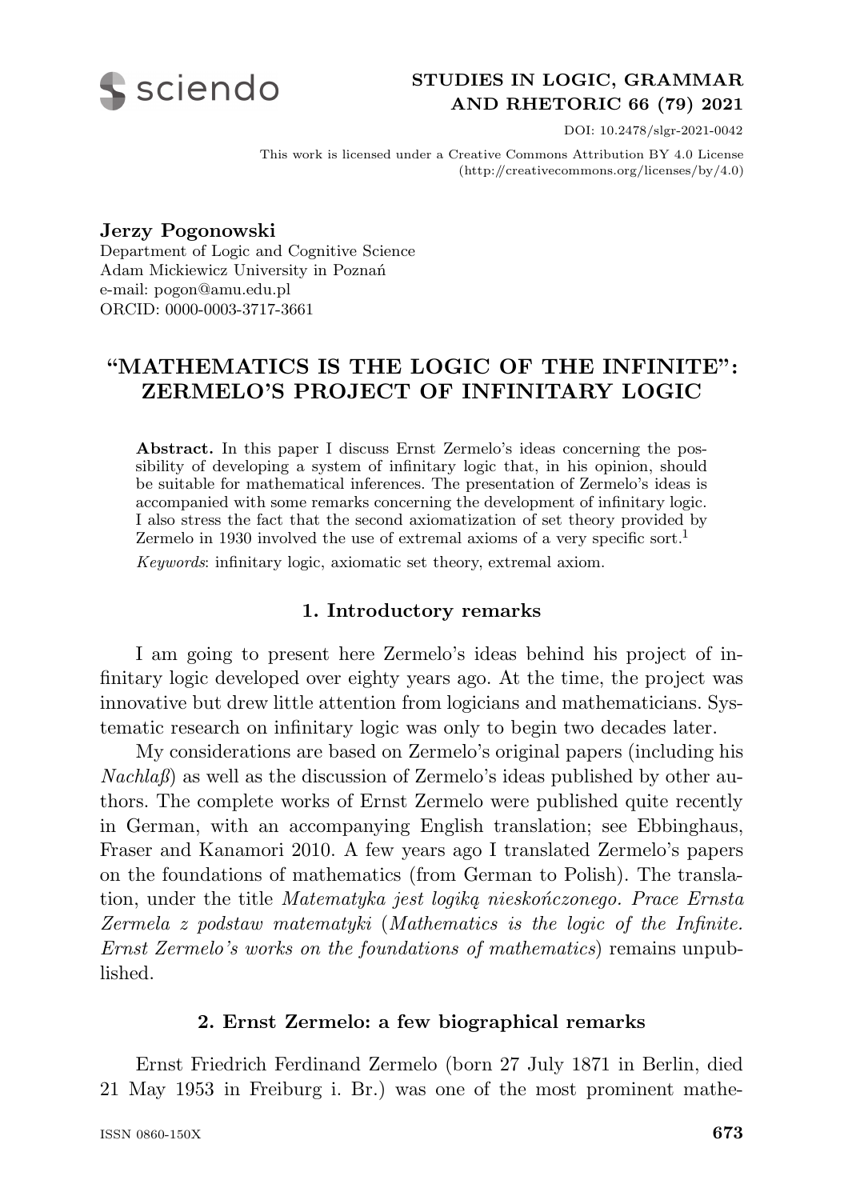STUDIES IN LOGIC, GRAMMAR AND RHETORIC 66 (79) 2021

DOI: 10.2478/slgr-2021-0042

This work is licensed under a Creative Commons Attribution BY 4.0 License (http://creativecommons.org/licenses/by/4.0)

**Jerzy Pogonowski**
Department of Logic and Cognitive Science
Adam Mickiewicz University in Poznań
e-mail: pogon@amu.edu.pl
ORCID: 0000-0003-3717-3661

# "MATHEMATICS IS THE LOGIC OF THE INFINITE": ZERMELO'S PROJECT OF INFINITARY LOGIC

**Abstract.** In this paper I discuss Ernst Zermelo's ideas concerning the possibility of developing a system of infinitary logic that, in his opinion, should be suitable for mathematical inferences. The presentation of Zermelo's ideas is accompanied with some remarks concerning the development of infinitary logic. I also stress the fact that the second axiomatization of set theory provided by Zermelo in 1930 involved the use of extremal axioms of a very specific sort.[1]

*Keywords*: infinitary logic, axiomatic set theory, extremal axiom.

## 1. Introductory remarks

I am going to present here Zermelo's ideas behind his project of infinitary logic developed over eighty years ago. At the time, the project was innovative but drew little attention from logicians and mathematicians. Systematic research on infinitary logic was only to begin two decades later.

My considerations are based on Zermelo's original papers (including his *Nachlaß*) as well as the discussion of Zermelo's ideas published by other authors. The complete works of Ernst Zermelo were published quite recently in German, with an accompanying English translation; see Ebbinghaus, Fraser and Kanamori 2010. A few years ago I translated Zermelo's papers on the foundations of mathematics (from German to Polish). The translation, under the title *Matematyka jest logiką nieskończonego. Prace Ernsta Zermela z podstaw matematyki* (*Mathematics is the logic of the Infinite. Ernst Zermelo's works on the foundations of mathematics*) remains unpublished.

## 2. Ernst Zermelo: a few biographical remarks

Ernst Friedrich Ferdinand Zermelo (born 27 July 1871 in Berlin, died 21 May 1953 in Freiburg i. Br.) was one of the most prominent mathe-

ISSN 0860-150X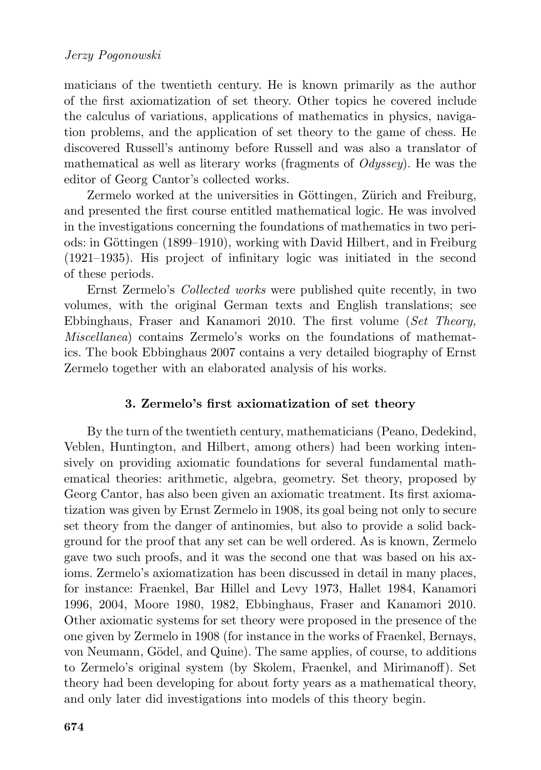maticians of the twentieth century. He is known primarily as the author of the first axiomatization of set theory. Other topics he covered include the calculus of variations, applications of mathematics in physics, navigation problems, and the application of set theory to the game of chess. He discovered Russell's antinomy before Russell and was also a translator of mathematical as well as literary works (fragments of *Odyssey*). He was the editor of Georg Cantor's collected works.

Zermelo worked at the universities in Göttingen, Zürich and Freiburg, and presented the first course entitled mathematical logic. He was involved in the investigations concerning the foundations of mathematics in two periods: in Göttingen (1899–1910), working with David Hilbert, and in Freiburg (1921–1935). His project of infinitary logic was initiated in the second of these periods.

Ernst Zermelo's *Collected works* were published quite recently, in two volumes, with the original German texts and English translations; see Ebbinghaus, Fraser and Kanamori 2010. The first volume (*Set Theory, Miscellanea*) contains Zermelo's works on the foundations of mathematics. The book Ebbinghaus 2007 contains a very detailed biography of Ernst Zermelo together with an elaborated analysis of his works.

## 3. Zermelo's first axiomatization of set theory

By the turn of the twentieth century, mathematicians (Peano, Dedekind, Veblen, Huntington, and Hilbert, among others) had been working intensively on providing axiomatic foundations for several fundamental mathematical theories: arithmetic, algebra, geometry. Set theory, proposed by Georg Cantor, has also been given an axiomatic treatment. Its first axiomatization was given by Ernst Zermelo in 1908, its goal being not only to secure set theory from the danger of antinomies, but also to provide a solid background for the proof that any set can be well ordered. As is known, Zermelo gave two such proofs, and it was the second one that was based on his axioms. Zermelo's axiomatization has been discussed in detail in many places, for instance: Fraenkel, Bar Hillel and Levy 1973, Hallet 1984, Kanamori 1996, 2004, Moore 1980, 1982, Ebbinghaus, Fraser and Kanamori 2010. Other axiomatic systems for set theory were proposed in the presence of the one given by Zermelo in 1908 (for instance in the works of Fraenkel, Bernays, von Neumann, Gödel, and Quine). The same applies, of course, to additions to Zermelo's original system (by Skolem, Fraenkel, and Mirimanoff). Set theory had been developing for about forty years as a mathematical theory, and only later did investigations into models of this theory begin.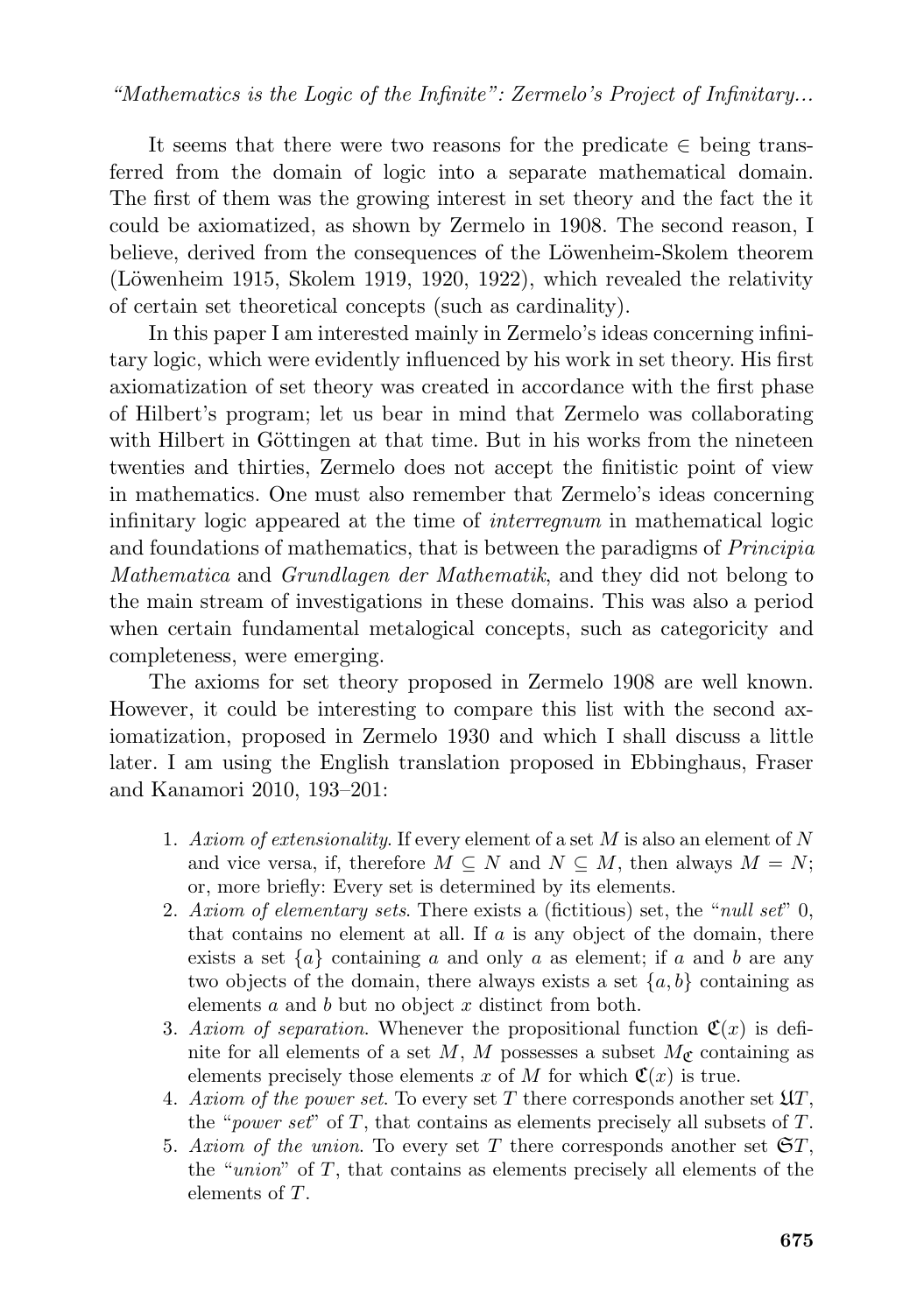It seems that there were two reasons for the predicate $\in$ being transferred from the domain of logic into a separate mathematical domain. The first of them was the growing interest in set theory and the fact the it could be axiomatized, as shown by Zermelo in 1908. The second reason, I believe, derived from the consequences of the Löwenheim-Skolem theorem (Löwenheim 1915, Skolem 1919, 1920, 1922), which revealed the relativity of certain set theoretical concepts (such as cardinality).

In this paper I am interested mainly in Zermelo's ideas concerning infinitary logic, which were evidently influenced by his work in set theory. His first axiomatization of set theory was created in accordance with the first phase of Hilbert's program; let us bear in mind that Zermelo was collaborating with Hilbert in Göttingen at that time. But in his works from the nineteen twenties and thirties, Zermelo does not accept the finitistic point of view in mathematics. One must also remember that Zermelo's ideas concerning infinitary logic appeared at the time of *interregnum* in mathematical logic and foundations of mathematics, that is between the paradigms of *Principia Mathematica* and *Grundlagen der Mathematik*, and they did not belong to the main stream of investigations in these domains. This was also a period when certain fundamental metalogical concepts, such as categoricity and completeness, were emerging.

The axioms for set theory proposed in Zermelo 1908 are well known. However, it could be interesting to compare this list with the second axiomatization, proposed in Zermelo 1930 and which I shall discuss a little later. I am using the English translation proposed in Ebbinghaus, Fraser and Kanamori 2010, 193–201:

1. *Axiom of extensionality.* If every element of a set $M$ is also an element of $N$ and vice versa, if, therefore $M \subseteq N$ and $N \subseteq M$, then always $M = N$; or, more briefly: Every set is determined by its elements.
2. *Axiom of elementary sets.* There exists a (fictitious) set, the "*null set*" 0, that contains no element at all. If $a$ is any object of the domain, there exists a set $\{a\}$ containing $a$ and only $a$ as element; if $a$ and $b$ are any two objects of the domain, there always exists a set $\{a, b\}$ containing as elements $a$ and $b$ but no object $x$ distinct from both.
3. *Axiom of separation.* Whenever the propositional function $\mathfrak{C}(x)$ is definite for all elements of a set $M$, $M$ possesses a subset $M_{\mathfrak{C}}$ containing as elements precisely those elements $x$ of $M$ for which $\mathfrak{C}(x)$ is true.
4. *Axiom of the power set.* To every set $T$ there corresponds another set $\mathfrak{U}T$, the "*power set*" of $T$, that contains as elements precisely all subsets of $T$.
5. *Axiom of the union.* To every set $T$ there corresponds another set $\mathfrak{S}T$, the "*union*" of $T$, that contains as elements precisely all elements of the elements of $T$.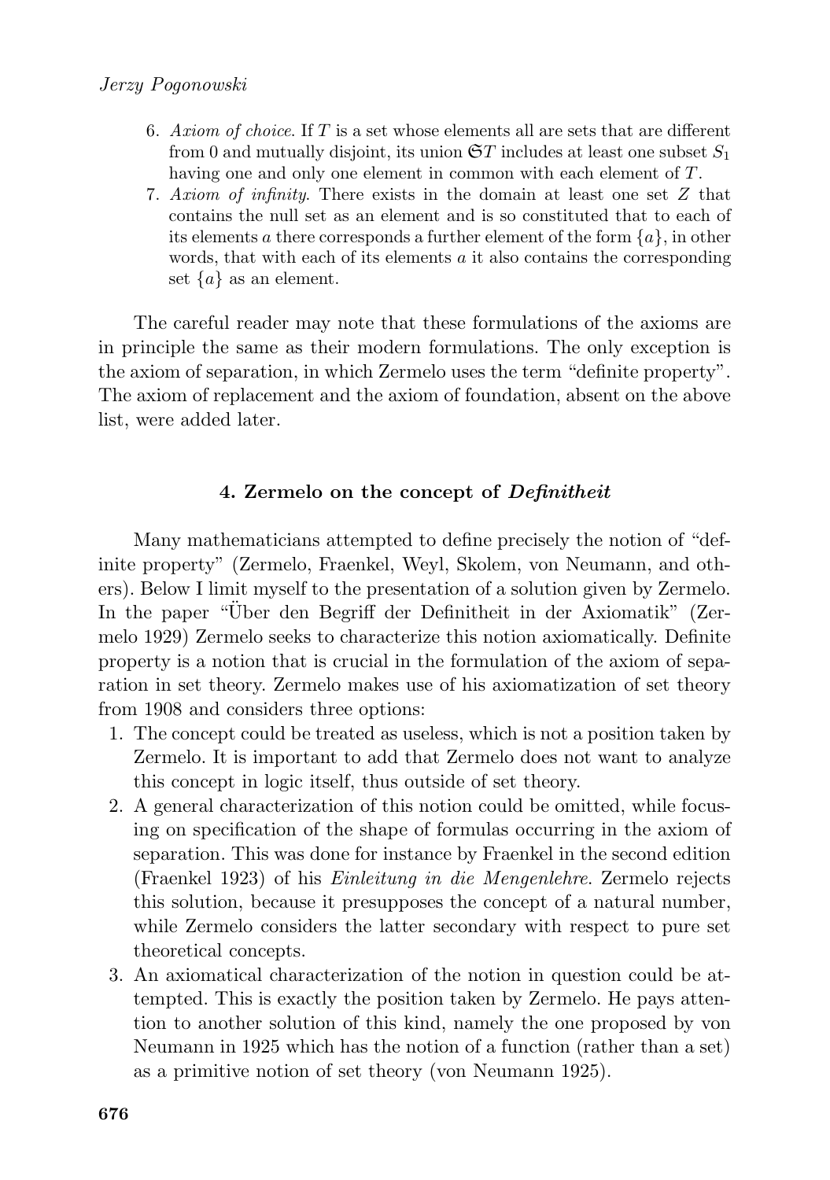6. *Axiom of choice*. If $T$ is a set whose elements all are sets that are different from 0 and mutually disjoint, its union $\mathfrak{S}T$ includes at least one subset $S_1$ having one and only one element in common with each element of $T$.
7. *Axiom of infinity*. There exists in the domain at least one set $Z$ that contains the null set as an element and is so constituted that to each of its elements $a$ there corresponds a further element of the form $\{a\}$, in other words, that with each of its elements $a$ it also contains the corresponding set $\{a\}$ as an element.

The careful reader may note that these formulations of the axioms are in principle the same as their modern formulations. The only exception is the axiom of separation, in which Zermelo uses the term "definite property". The axiom of replacement and the axiom of foundation, absent on the above list, were added later.

## 4. Zermelo on the concept of *Definitheit*

Many mathematicians attempted to define precisely the notion of "definite property" (Zermelo, Fraenkel, Weyl, Skolem, von Neumann, and others). Below I limit myself to the presentation of a solution given by Zermelo. In the paper "Über den Begriff der Definitheit in der Axiomatik" (Zermelo 1929) Zermelo seeks to characterize this notion axiomatically. Definite property is a notion that is crucial in the formulation of the axiom of separation in set theory. Zermelo makes use of his axiomatization of set theory from 1908 and considers three options:

1. The concept could be treated as useless, which is not a position taken by Zermelo. It is important to add that Zermelo does not want to analyze this concept in logic itself, thus outside of set theory.
2. A general characterization of this notion could be omitted, while focusing on specification of the shape of formulas occurring in the axiom of separation. This was done for instance by Fraenkel in the second edition (Fraenkel 1923) of his *Einleitung in die Mengenlehre*. Zermelo rejects this solution, because it presupposes the concept of a natural number, while Zermelo considers the latter secondary with respect to pure set theoretical concepts.
3. An axiomatical characterization of the notion in question could be attempted. This is exactly the position taken by Zermelo. He pays attention to another solution of this kind, namely the one proposed by von Neumann in 1925 which has the notion of a function (rather than a set) as a primitive notion of set theory (von Neumann 1925).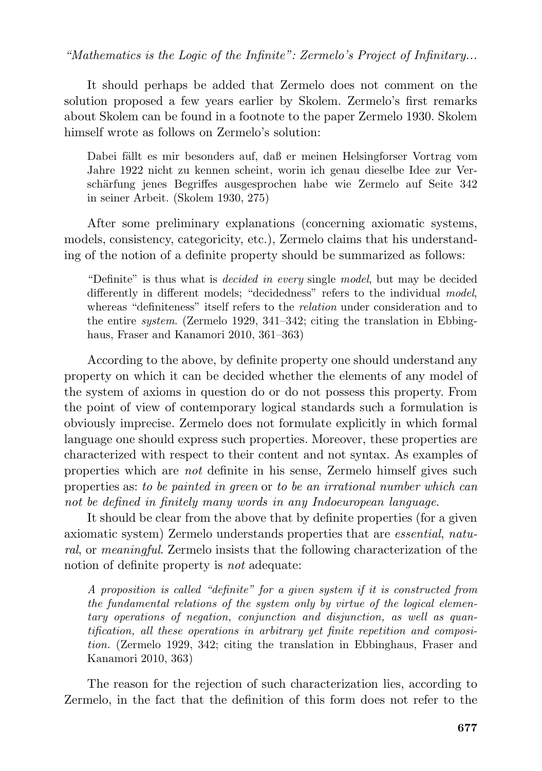It should perhaps be added that Zermelo does not comment on the solution proposed a few years earlier by Skolem. Zermelo's first remarks about Skolem can be found in a footnote to the paper Zermelo 1930. Skolem himself wrote as follows on Zermelo's solution:

> Dabei fällt es mir besonders auf, daß er meinen Helsingforser Vortrag vom Jahre 1922 nicht zu kennen scheint, worin ich genau dieselbe Idee zur Verschärfung jenes Begriffes ausgesprochen habe wie Zermelo auf Seite 342 in seiner Arbeit. (Skolem 1930, 275)

After some preliminary explanations (concerning axiomatic systems, models, consistency, categoricity, etc.), Zermelo claims that his understanding of the notion of a definite property should be summarized as follows:

> "Definite" is thus what is *decided in every* single *model*, but may be decided differently in different models; "decidedness" refers to the individual *model*, whereas "definiteness" itself refers to the *relation* under consideration and to the entire *system*. (Zermelo 1929, 341–342; citing the translation in Ebbinghaus, Fraser and Kanamori 2010, 361–363)

According to the above, by definite property one should understand any property on which it can be decided whether the elements of any model of the system of axioms in question do or do not possess this property. From the point of view of contemporary logical standards such a formulation is obviously imprecise. Zermelo does not formulate explicitly in which formal language one should express such properties. Moreover, these properties are characterized with respect to their content and not syntax. As examples of properties which are *not* definite in his sense, Zermelo himself gives such properties as: *to be painted in green* or *to be an irrational number which can not be defined in finitely many words in any Indoeuropean language*.

It should be clear from the above that by definite properties (for a given axiomatic system) Zermelo understands properties that are *essential*, *natural*, or *meaningful*. Zermelo insists that the following characterization of the notion of definite property is *not* adequate:

> *A proposition is called "definite" for a given system if it is constructed from the fundamental relations of the system only by virtue of the logical elementary operations of negation, conjunction and disjunction, as well as quantification, all these operations in arbitrary yet finite repetition and composition.* (Zermelo 1929, 342; citing the translation in Ebbinghaus, Fraser and Kanamori 2010, 363)

The reason for the rejection of such characterization lies, according to Zermelo, in the fact that the definition of this form does not refer to the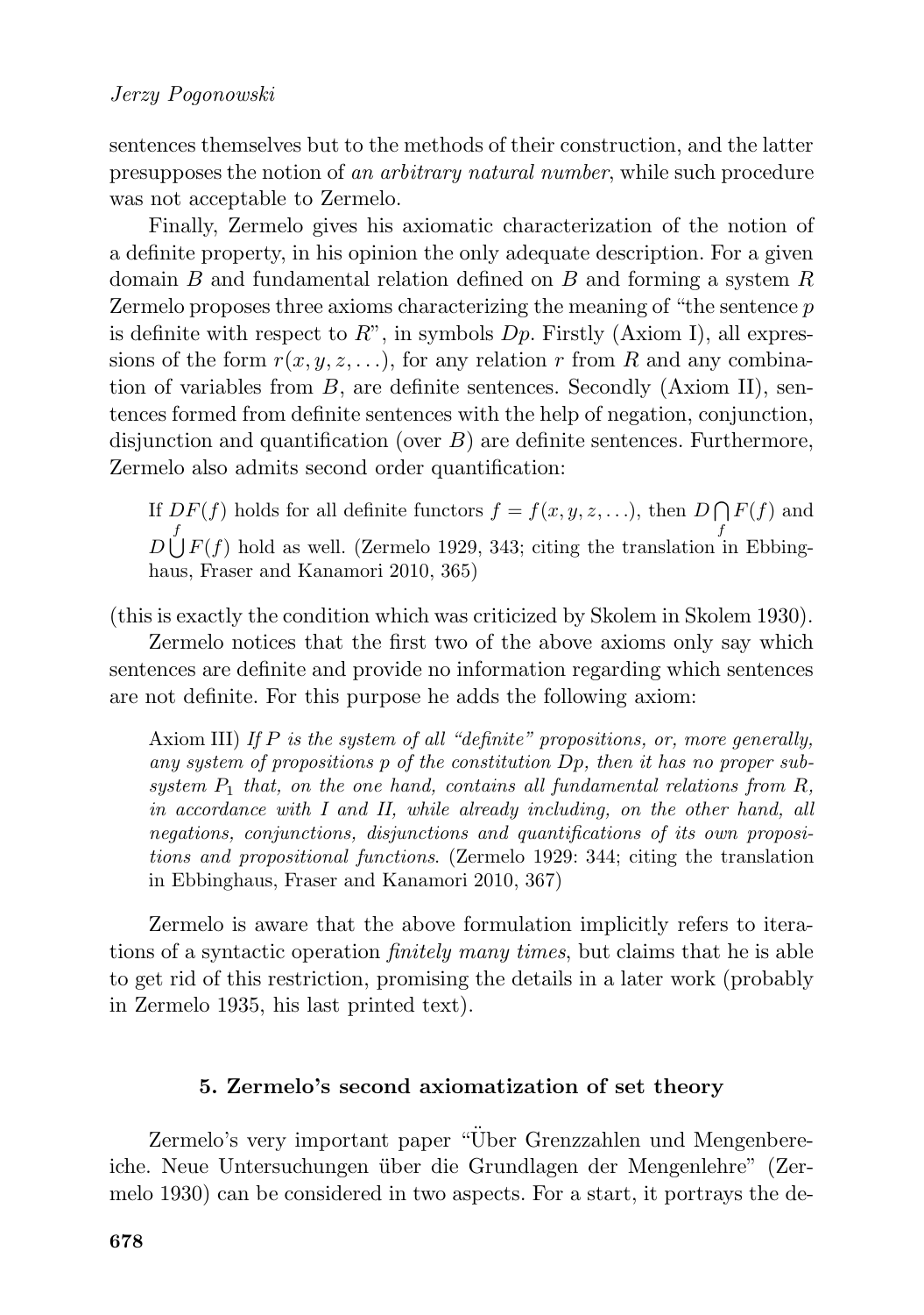sentences themselves but to the methods of their construction, and the latter presupposes the notion of *an arbitrary natural number*, while such procedure was not acceptable to Zermelo.

Finally, Zermelo gives his axiomatic characterization of the notion of a definite property, in his opinion the only adequate description. For a given domain $B$ and fundamental relation defined on $B$ and forming a system $R$ Zermelo proposes three axioms characterizing the meaning of "the sentence $p$ is definite with respect to $R$", in symbols $Dp$. Firstly (Axiom I), all expressions of the form $r(x, y, z, \ldots)$, for any relation $r$ from $R$ and any combination of variables from $B$, are definite sentences. Secondly (Axiom II), sentences formed from definite sentences with the help of negation, conjunction, disjunction and quantification (over $B$) are definite sentences. Furthermore, Zermelo also admits second order quantification:

> If $DF(f)$ holds for all definite functors $f = f(x, y, z, \ldots)$, then $D \bigcap_f F(f)$ and $D \bigcup_f F(f)$ hold as well. (Zermelo 1929, 343; citing the translation in Ebbinghaus, Fraser and Kanamori 2010, 365)

(this is exactly the condition which was criticized by Skolem in Skolem 1930).

Zermelo notices that the first two of the above axioms only say which sentences are definite and provide no information regarding which sentences are not definite. For this purpose he adds the following axiom:

> Axiom III) *If $P$ is the system of all "definite" propositions, or, more generally, any system of propositions $p$ of the constitution $Dp$, then it has no proper subsystem $P_1$ that, on the one hand, contains all fundamental relations from $R$, in accordance with I and II, while already including, on the other hand, all negations, conjunctions, disjunctions and quantifications of its own propositions and propositional functions.* (Zermelo 1929: 344; citing the translation in Ebbinghaus, Fraser and Kanamori 2010, 367)

Zermelo is aware that the above formulation implicitly refers to iterations of a syntactic operation *finitely many times*, but claims that he is able to get rid of this restriction, promising the details in a later work (probably in Zermelo 1935, his last printed text).

## 5. Zermelo's second axiomatization of set theory

Zermelo's very important paper "Über Grenzzahlen und Mengenbereiche. Neue Untersuchungen über die Grundlagen der Mengenlehre" (Zermelo 1930) can be considered in two aspects. For a start, it portrays the de-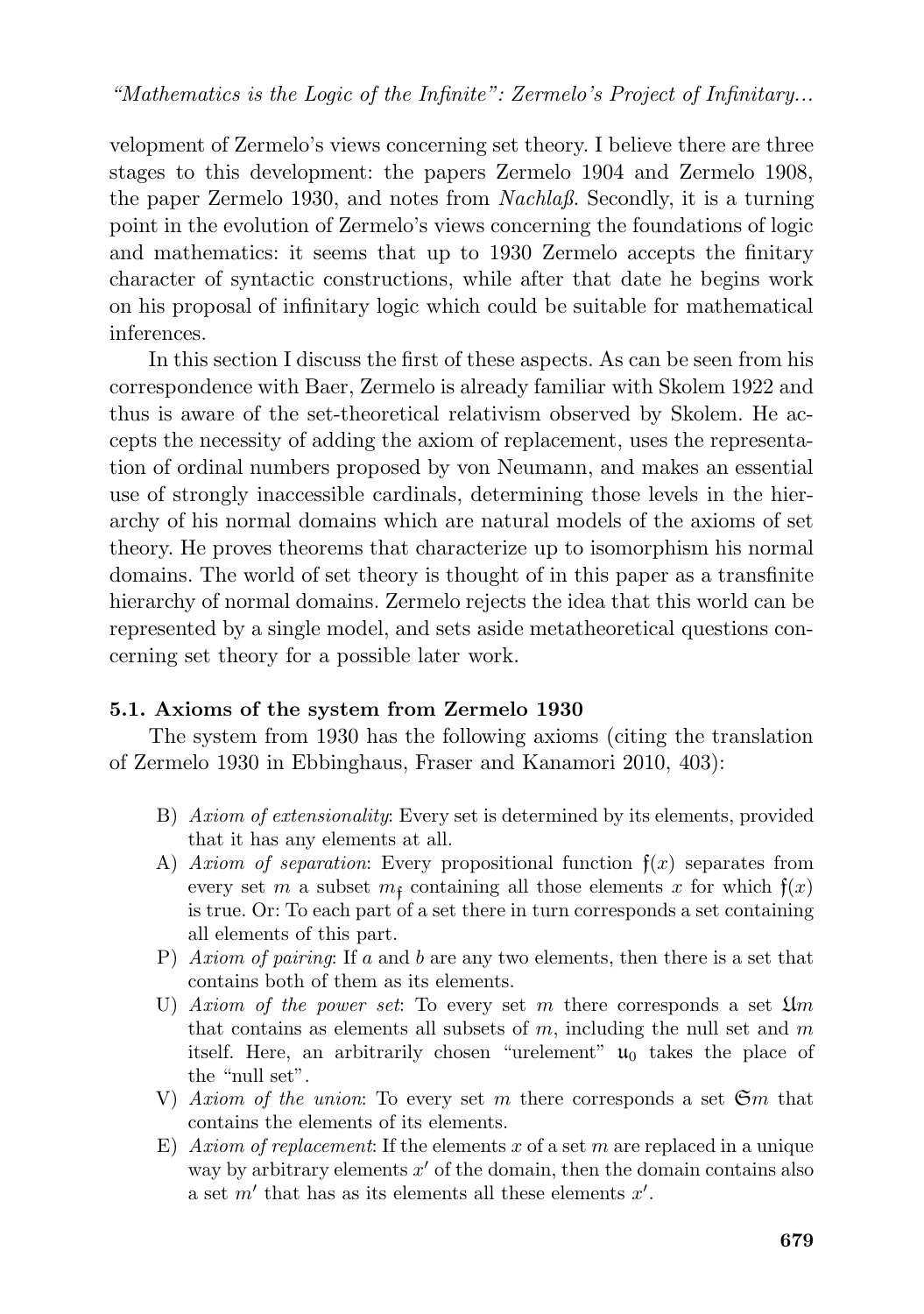velopment of Zermelo's views concerning set theory. I believe there are three stages to this development: the papers Zermelo 1904 and Zermelo 1908, the paper Zermelo 1930, and notes from *Nachlaß*. Secondly, it is a turning point in the evolution of Zermelo's views concerning the foundations of logic and mathematics: it seems that up to 1930 Zermelo accepts the finitary character of syntactic constructions, while after that date he begins work on his proposal of infinitary logic which could be suitable for mathematical inferences.

In this section I discuss the first of these aspects. As can be seen from his correspondence with Baer, Zermelo is already familiar with Skolem 1922 and thus is aware of the set-theoretical relativism observed by Skolem. He accepts the necessity of adding the axiom of replacement, uses the representation of ordinal numbers proposed by von Neumann, and makes an essential use of strongly inaccessible cardinals, determining those levels in the hierarchy of his normal domains which are natural models of the axioms of set theory. He proves theorems that characterize up to isomorphism his normal domains. The world of set theory is thought of in this paper as a transfinite hierarchy of normal domains. Zermelo rejects the idea that this world can be represented by a single model, and sets aside metatheoretical questions concerning set theory for a possible later work.

### 5.1. Axioms of the system from Zermelo 1930

The system from 1930 has the following axioms (citing the translation of Zermelo 1930 in Ebbinghaus, Fraser and Kanamori 2010, 403):

- B) *Axiom of extensionality*: Every set is determined by its elements, provided that it has any elements at all.
- A) *Axiom of separation*: Every propositional function $\mathfrak{f}(x)$ separates from every set $m$ a subset $m_{\mathfrak{f}}$ containing all those elements $x$ for which $\mathfrak{f}(x)$ is true. Or: To each part of a set there in turn corresponds a set containing all elements of this part.
- P) *Axiom of pairing*: If $a$ and $b$ are any two elements, then there is a set that contains both of them as its elements.
- U) *Axiom of the power set*: To every set $m$ there corresponds a set $\mathfrak{U}m$ that contains as elements all subsets of $m$, including the null set and $m$ itself. Here, an arbitrarily chosen "urelement" $\mathfrak{u}_0$ takes the place of the "null set".
- V) *Axiom of the union*: To every set $m$ there corresponds a set $\mathfrak{S}m$ that contains the elements of its elements.
- E) *Axiom of replacement*: If the elements $x$ of a set $m$ are replaced in a unique way by arbitrary elements $x'$ of the domain, then the domain contains also a set $m'$ that has as its elements all these elements $x'$.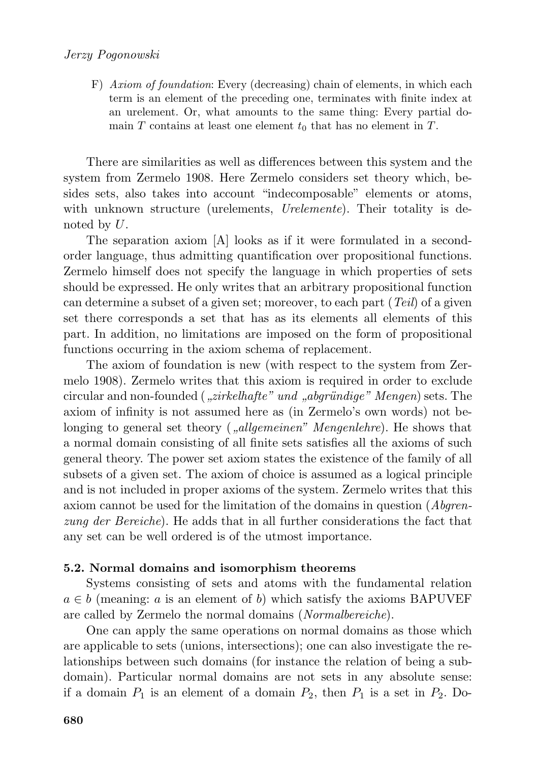F) *Axiom of foundation*: Every (decreasing) chain of elements, in which each term is an element of the preceding one, terminates with finite index at an urelement. Or, what amounts to the same thing: Every partial domain $T$ contains at least one element $t_0$ that has no element in $T$.

There are similarities as well as differences between this system and the system from Zermelo 1908. Here Zermelo considers set theory which, besides sets, also takes into account "indecomposable" elements or atoms, with unknown structure (urelements, *Urelemente*). Their totality is denoted by $U$.

The separation axiom [A] looks as if it were formulated in a second-order language, thus admitting quantification over propositional functions. Zermelo himself does not specify the language in which properties of sets should be expressed. He only writes that an arbitrary propositional function can determine a subset of a given set; moreover, to each part (*Teil*) of a given set there corresponds a set that has as its elements all elements of this part. In addition, no limitations are imposed on the form of propositional functions occurring in the axiom schema of replacement.

The axiom of foundation is new (with respect to the system from Zermelo 1908). Zermelo writes that this axiom is required in order to exclude circular and non-founded (*„zirkelhafte" und „abgründige" Mengen*) sets. The axiom of infinity is not assumed here as (in Zermelo's own words) not belonging to general set theory (*„allgemeinen" Mengenlehre*). He shows that a normal domain consisting of all finite sets satisfies all the axioms of such general theory. The power set axiom states the existence of the family of all subsets of a given set. The axiom of choice is assumed as a logical principle and is not included in proper axioms of the system. Zermelo writes that this axiom cannot be used for the limitation of the domains in question (*Abgrenzung der Bereiche*). He adds that in all further considerations the fact that any set can be well ordered is of the utmost importance.

### 5.2. Normal domains and isomorphism theorems

Systems consisting of sets and atoms with the fundamental relation $a \in b$ (meaning: $a$ is an element of $b$) which satisfy the axioms BAPUVEF are called by Zermelo the normal domains (*Normalbereiche*).

One can apply the same operations on normal domains as those which are applicable to sets (unions, intersections); one can also investigate the relationships between such domains (for instance the relation of being a subdomain). Particular normal domains are not sets in any absolute sense: if a domain $P_1$ is an element of a domain $P_2$, then $P_1$ is a set in $P_2$. Do-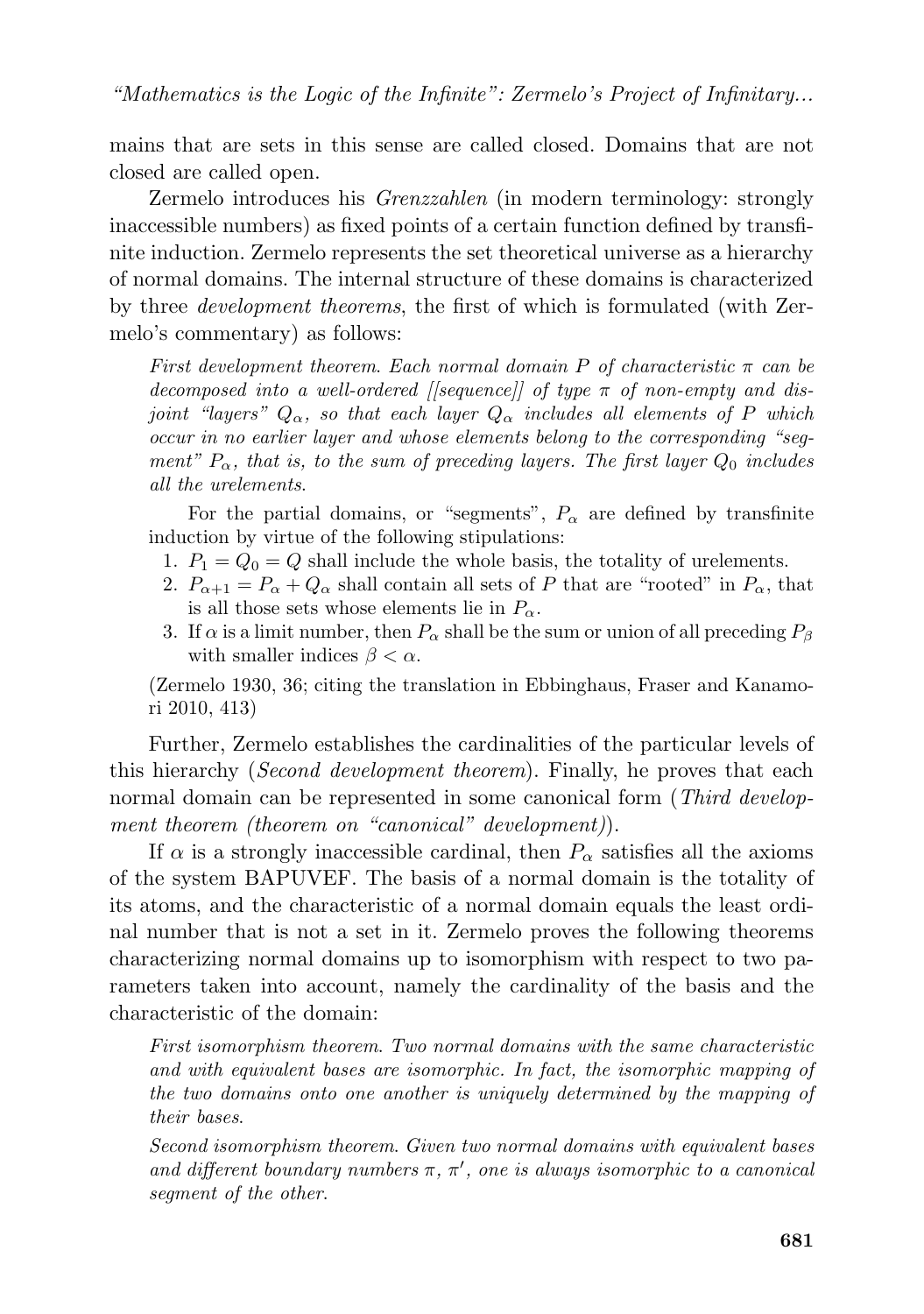mains that are sets in this sense are called closed. Domains that are not closed are called open.

Zermelo introduces his *Grenzzahlen* (in modern terminology: strongly inaccessible numbers) as fixed points of a certain function defined by transfinite induction. Zermelo represents the set theoretical universe as a hierarchy of normal domains. The internal structure of these domains is characterized by three *development theorems*, the first of which is formulated (with Zermelo's commentary) as follows:

> *First development theorem. Each normal domain $P$ of characteristic $\pi$ can be decomposed into a well-ordered [[sequence]] of type $\pi$ of non-empty and disjoint "layers" $Q_\alpha$, so that each layer $Q_\alpha$ includes all elements of $P$ which occur in no earlier layer and whose elements belong to the corresponding "segment" $P_\alpha$, that is, to the sum of preceding layers. The first layer $Q_0$ includes all the urelements.*
>
> For the partial domains, or "segments", $P_\alpha$ are defined by transfinite induction by virtue of the following stipulations:
>
> 1. $P_1 = Q_0 = Q$ shall include the whole basis, the totality of urelements.
> 2. $P_{\alpha+1} = P_\alpha + Q_\alpha$ shall contain all sets of $P$ that are "rooted" in $P_\alpha$, that is all those sets whose elements lie in $P_\alpha$.
> 3. If $\alpha$ is a limit number, then $P_\alpha$ shall be the sum or union of all preceding $P_\beta$ with smaller indices $\beta < \alpha$.
>
> (Zermelo 1930, 36; citing the translation in Ebbinghaus, Fraser and Kanamori 2010, 413)

Further, Zermelo establishes the cardinalities of the particular levels of this hierarchy (*Second development theorem*). Finally, he proves that each normal domain can be represented in some canonical form (*Third development theorem (theorem on "canonical" development)*).

If $\alpha$ is a strongly inaccessible cardinal, then $P_\alpha$ satisfies all the axioms of the system BAPUVEF. The basis of a normal domain is the totality of its atoms, and the characteristic of a normal domain equals the least ordinal number that is not a set in it. Zermelo proves the following theorems characterizing normal domains up to isomorphism with respect to two parameters taken into account, namely the cardinality of the basis and the characteristic of the domain:

> *First isomorphism theorem. Two normal domains with the same characteristic and with equivalent bases are isomorphic. In fact, the isomorphic mapping of the two domains onto one another is uniquely determined by the mapping of their bases.*
>
> *Second isomorphism theorem. Given two normal domains with equivalent bases and different boundary numbers $\pi$, $\pi'$, one is always isomorphic to a canonical segment of the other.*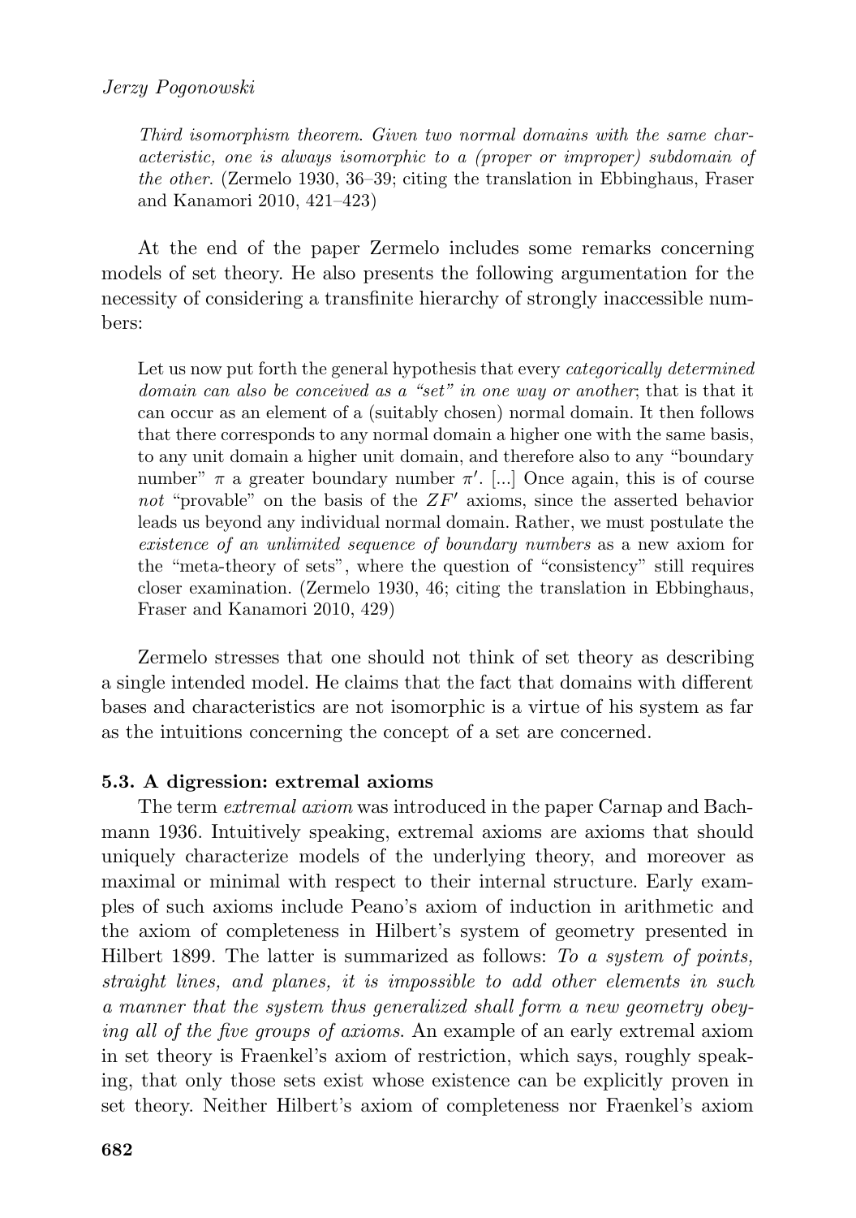*Third isomorphism theorem. Given two normal domains with the same characteristic, one is always isomorphic to a (proper or improper) subdomain of the other.* (Zermelo 1930, 36–39; citing the translation in Ebbinghaus, Fraser and Kanamori 2010, 421–423)

At the end of the paper Zermelo includes some remarks concerning models of set theory. He also presents the following argumentation for the necessity of considering a transfinite hierarchy of strongly inaccessible numbers:

> Let us now put forth the general hypothesis that every *categorically determined domain can also be conceived as a "set" in one way or another*; that is that it can occur as an element of a (suitably chosen) normal domain. It then follows that there corresponds to any normal domain a higher one with the same basis, to any unit domain a higher unit domain, and therefore also to any "boundary number" $\pi$ a greater boundary number $\pi'$. [...] Once again, this is of course *not* "provable" on the basis of the $ZF'$ axioms, since the asserted behavior leads us beyond any individual normal domain. Rather, we must postulate the *existence of an unlimited sequence of boundary numbers* as a new axiom for the "meta-theory of sets", where the question of "consistency" still requires closer examination. (Zermelo 1930, 46; citing the translation in Ebbinghaus, Fraser and Kanamori 2010, 429)

Zermelo stresses that one should not think of set theory as describing a single intended model. He claims that the fact that domains with different bases and characteristics are not isomorphic is a virtue of his system as far as the intuitions concerning the concept of a set are concerned.

### 5.3. A digression: extremal axioms

The term *extremal axiom* was introduced in the paper Carnap and Bachmann 1936. Intuitively speaking, extremal axioms are axioms that should uniquely characterize models of the underlying theory, and moreover as maximal or minimal with respect to their internal structure. Early examples of such axioms include Peano's axiom of induction in arithmetic and the axiom of completeness in Hilbert's system of geometry presented in Hilbert 1899. The latter is summarized as follows: *To a system of points, straight lines, and planes, it is impossible to add other elements in such a manner that the system thus generalized shall form a new geometry obeying all of the five groups of axioms.* An example of an early extremal axiom in set theory is Fraenkel's axiom of restriction, which says, roughly speaking, that only those sets exist whose existence can be explicitly proven in set theory. Neither Hilbert's axiom of completeness nor Fraenkel's axiom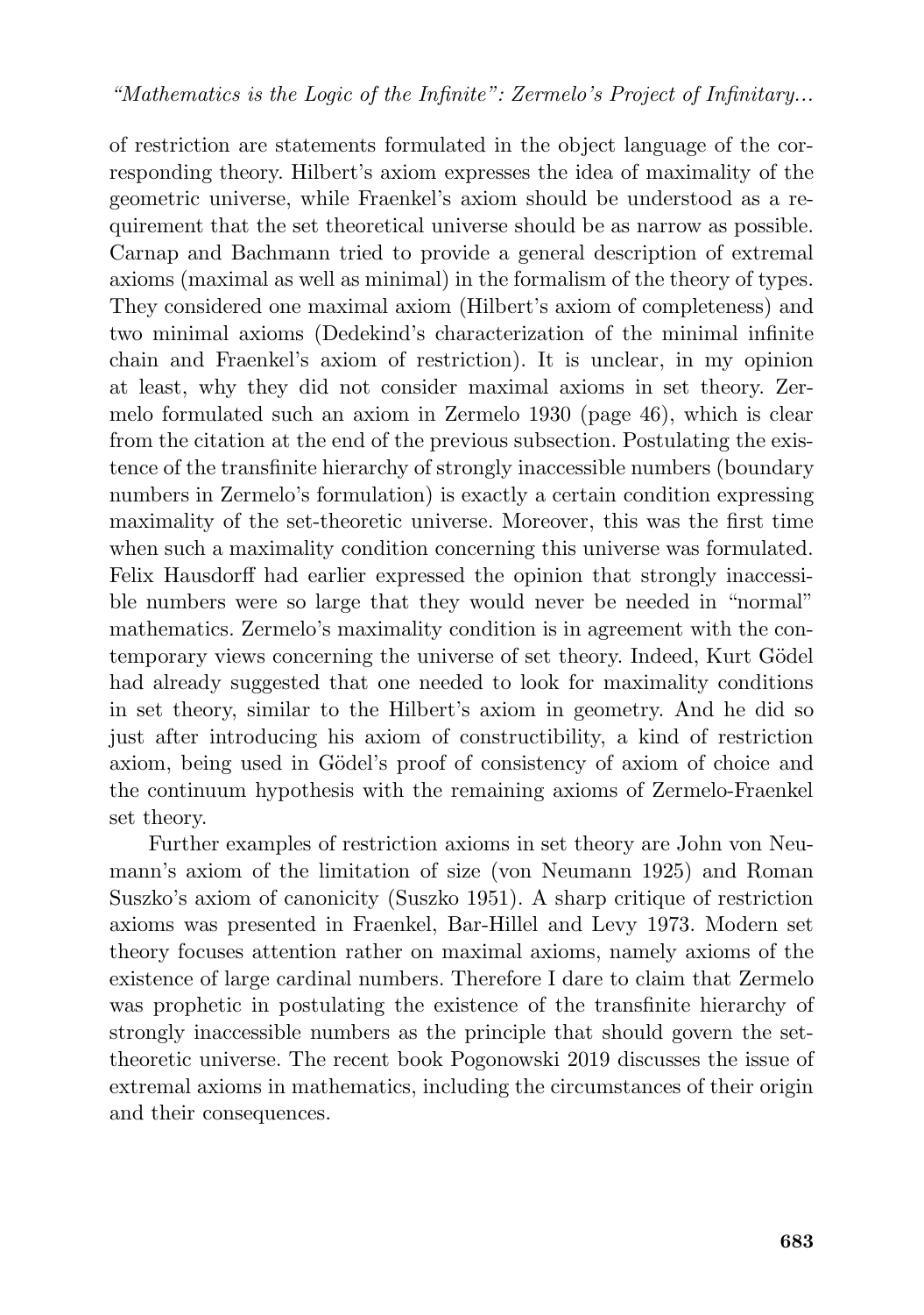of restriction are statements formulated in the object language of the corresponding theory. Hilbert's axiom expresses the idea of maximality of the geometric universe, while Fraenkel's axiom should be understood as a requirement that the set theoretical universe should be as narrow as possible. Carnap and Bachmann tried to provide a general description of extremal axioms (maximal as well as minimal) in the formalism of the theory of types. They considered one maximal axiom (Hilbert's axiom of completeness) and two minimal axioms (Dedekind's characterization of the minimal infinite chain and Fraenkel's axiom of restriction). It is unclear, in my opinion at least, why they did not consider maximal axioms in set theory. Zermelo formulated such an axiom in Zermelo 1930 (page 46), which is clear from the citation at the end of the previous subsection. Postulating the existence of the transfinite hierarchy of strongly inaccessible numbers (boundary numbers in Zermelo's formulation) is exactly a certain condition expressing maximality of the set-theoretic universe. Moreover, this was the first time when such a maximality condition concerning this universe was formulated. Felix Hausdorff had earlier expressed the opinion that strongly inaccessible numbers were so large that they would never be needed in "normal" mathematics. Zermelo's maximality condition is in agreement with the contemporary views concerning the universe of set theory. Indeed, Kurt Gödel had already suggested that one needed to look for maximality conditions in set theory, similar to the Hilbert's axiom in geometry. And he did so just after introducing his axiom of constructibility, a kind of restriction axiom, being used in Gödel's proof of consistency of axiom of choice and the continuum hypothesis with the remaining axioms of Zermelo-Fraenkel set theory.

Further examples of restriction axioms in set theory are John von Neumann's axiom of the limitation of size (von Neumann 1925) and Roman Suszko's axiom of canonicity (Suszko 1951). A sharp critique of restriction axioms was presented in Fraenkel, Bar-Hillel and Levy 1973. Modern set theory focuses attention rather on maximal axioms, namely axioms of the existence of large cardinal numbers. Therefore I dare to claim that Zermelo was prophetic in postulating the existence of the transfinite hierarchy of strongly inaccessible numbers as the principle that should govern the set-theoretic universe. The recent book Pogonowski 2019 discusses the issue of extremal axioms in mathematics, including the circumstances of their origin and their consequences.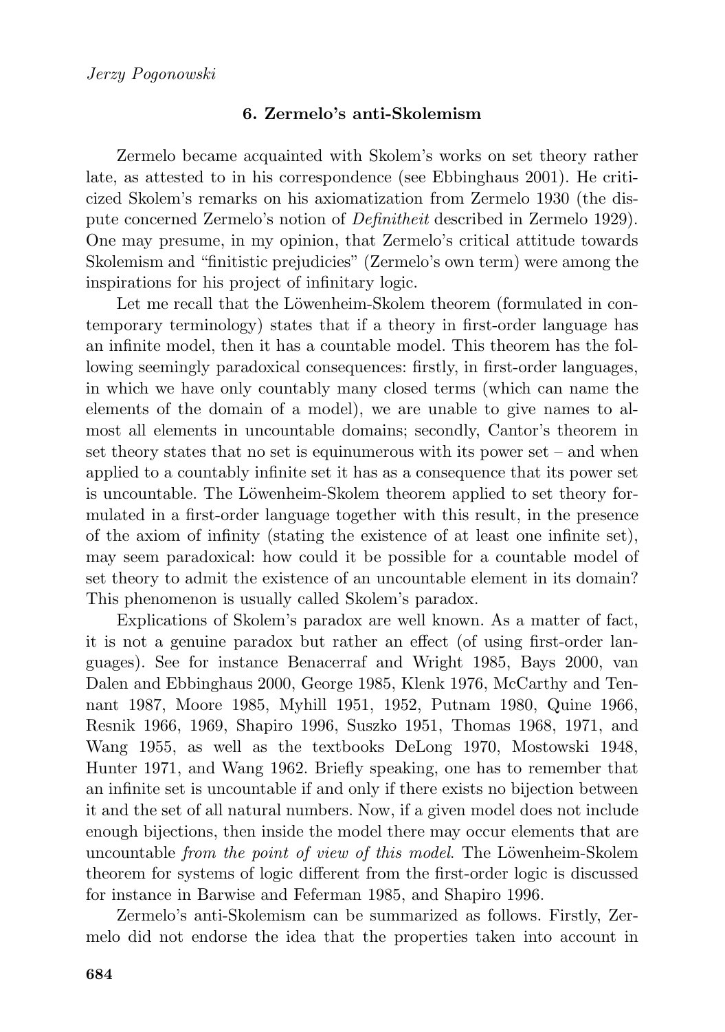## 6. Zermelo's anti-Skolemism

Zermelo became acquainted with Skolem's works on set theory rather late, as attested to in his correspondence (see Ebbinghaus 2001). He criticized Skolem's remarks on his axiomatization from Zermelo 1930 (the dispute concerned Zermelo's notion of *Definitheit* described in Zermelo 1929). One may presume, in my opinion, that Zermelo's critical attitude towards Skolemism and "finitistic prejudicies" (Zermelo's own term) were among the inspirations for his project of infinitary logic.

Let me recall that the Löwenheim-Skolem theorem (formulated in contemporary terminology) states that if a theory in first-order language has an infinite model, then it has a countable model. This theorem has the following seemingly paradoxical consequences: firstly, in first-order languages, in which we have only countably many closed terms (which can name the elements of the domain of a model), we are unable to give names to almost all elements in uncountable domains; secondly, Cantor's theorem in set theory states that no set is equinumerous with its power set – and when applied to a countably infinite set it has as a consequence that its power set is uncountable. The Löwenheim-Skolem theorem applied to set theory formulated in a first-order language together with this result, in the presence of the axiom of infinity (stating the existence of at least one infinite set), may seem paradoxical: how could it be possible for a countable model of set theory to admit the existence of an uncountable element in its domain? This phenomenon is usually called Skolem's paradox.

Explications of Skolem's paradox are well known. As a matter of fact, it is not a genuine paradox but rather an effect (of using first-order languages). See for instance Benacerraf and Wright 1985, Bays 2000, van Dalen and Ebbinghaus 2000, George 1985, Klenk 1976, McCarthy and Tennant 1987, Moore 1985, Myhill 1951, 1952, Putnam 1980, Quine 1966, Resnik 1966, 1969, Shapiro 1996, Suszko 1951, Thomas 1968, 1971, and Wang 1955, as well as the textbooks DeLong 1970, Mostowski 1948, Hunter 1971, and Wang 1962. Briefly speaking, one has to remember that an infinite set is uncountable if and only if there exists no bijection between it and the set of all natural numbers. Now, if a given model does not include enough bijections, then inside the model there may occur elements that are uncountable *from the point of view of this model*. The Löwenheim-Skolem theorem for systems of logic different from the first-order logic is discussed for instance in Barwise and Feferman 1985, and Shapiro 1996.

Zermelo's anti-Skolemism can be summarized as follows. Firstly, Zermelo did not endorse the idea that the properties taken into account in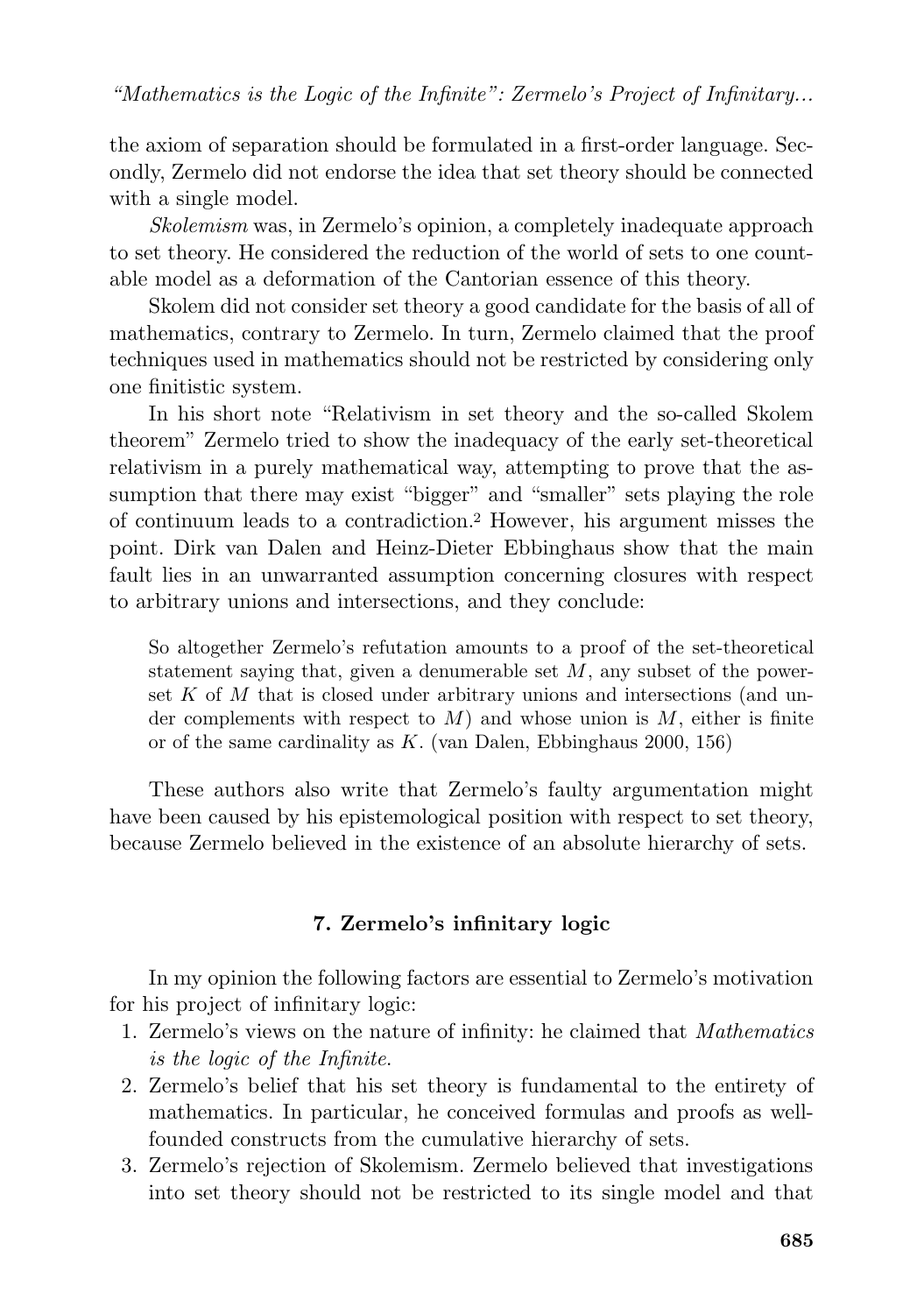the axiom of separation should be formulated in a first-order language. Secondly, Zermelo did not endorse the idea that set theory should be connected with a single model.

*Skolemism* was, in Zermelo's opinion, a completely inadequate approach to set theory. He considered the reduction of the world of sets to one countable model as a deformation of the Cantorian essence of this theory.

Skolem did not consider set theory a good candidate for the basis of all of mathematics, contrary to Zermelo. In turn, Zermelo claimed that the proof techniques used in mathematics should not be restricted by considering only one finitistic system.

In his short note "Relativism in set theory and the so-called Skolem theorem" Zermelo tried to show the inadequacy of the early set-theoretical relativism in a purely mathematical way, attempting to prove that the assumption that there may exist "bigger" and "smaller" sets playing the role of continuum leads to a contradiction.[2] However, his argument misses the point. Dirk van Dalen and Heinz-Dieter Ebbinghaus show that the main fault lies in an unwarranted assumption concerning closures with respect to arbitrary unions and intersections, and they conclude:

> So altogether Zermelo's refutation amounts to a proof of the set-theoretical statement saying that, given a denumerable set $M$, any subset of the powerset $K$ of $M$ that is closed under arbitrary unions and intersections (and under complements with respect to $M$) and whose union is $M$, either is finite or of the same cardinality as $K$. (van Dalen, Ebbinghaus 2000, 156)

These authors also write that Zermelo's faulty argumentation might have been caused by his epistemological position with respect to set theory, because Zermelo believed in the existence of an absolute hierarchy of sets.

## 7. Zermelo's infinitary logic

In my opinion the following factors are essential to Zermelo's motivation for his project of infinitary logic:

1. Zermelo's views on the nature of infinity: he claimed that *Mathematics is the logic of the Infinite*.
2. Zermelo's belief that his set theory is fundamental to the entirety of mathematics. In particular, he conceived formulas and proofs as well-founded constructs from the cumulative hierarchy of sets.
3. Zermelo's rejection of Skolemism. Zermelo believed that investigations into set theory should not be restricted to its single model and that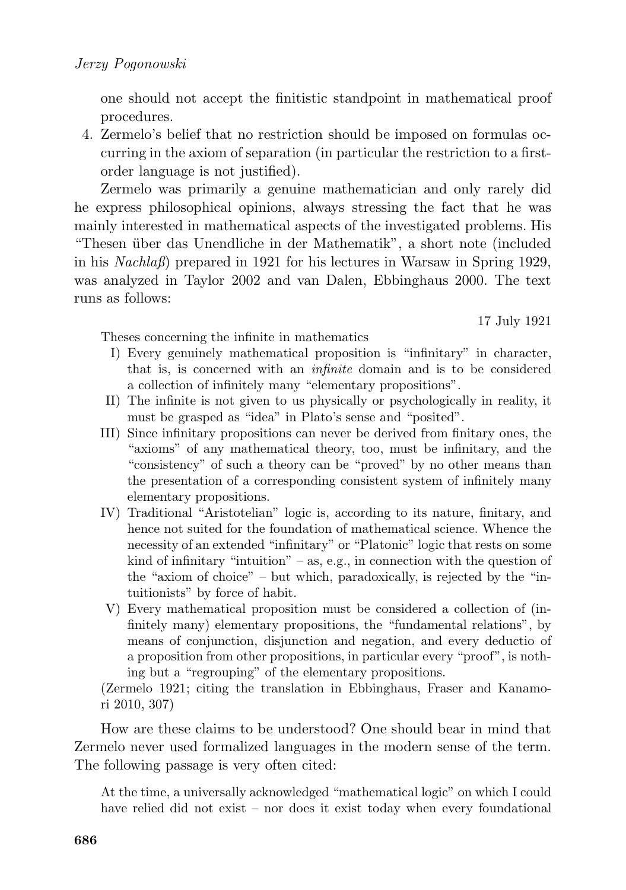one should not accept the finitistic standpoint in mathematical proof procedures.

4. Zermelo's belief that no restriction should be imposed on formulas occurring in the axiom of separation (in particular the restriction to a first-order language is not justified).

Zermelo was primarily a genuine mathematician and only rarely did he express philosophical opinions, always stressing the fact that he was mainly interested in mathematical aspects of the investigated problems. His "Thesen über das Unendliche in der Mathematik", a short note (included in his *Nachlaß*) prepared in 1921 for his lectures in Warsaw in Spring 1929, was analyzed in Taylor 2002 and van Dalen, Ebbinghaus 2000. The text runs as follows:

> 17 July 1921
>
> Theses concerning the infinite in mathematics
>
> I) Every genuinely mathematical proposition is "infinitary" in character, that is, is concerned with an *infinite* domain and is to be considered a collection of infinitely many "elementary propositions".
>
> II) The infinite is not given to us physically or psychologically in reality, it must be grasped as "idea" in Plato's sense and "posited".
>
> III) Since infinitary propositions can never be derived from finitary ones, the "axioms" of any mathematical theory, too, must be infinitary, and the "consistency" of such a theory can be "proved" by no other means than the presentation of a corresponding consistent system of infinitely many elementary propositions.
>
> IV) Traditional "Aristotelian" logic is, according to its nature, finitary, and hence not suited for the foundation of mathematical science. Whence the necessity of an extended "infinitary" or "Platonic" logic that rests on some kind of infinitary "intuition" – as, e.g., in connection with the question of the "axiom of choice" – but which, paradoxically, is rejected by the "intuitionists" by force of habit.
>
> V) Every mathematical proposition must be considered a collection of (infinitely many) elementary propositions, the "fundamental relations", by means of conjunction, disjunction and negation, and every deductio of a proposition from other propositions, in particular every "proof", is nothing but a "regrouping" of the elementary propositions.
>
> (Zermelo 1921; citing the translation in Ebbinghaus, Fraser and Kanamori 2010, 307)

How are these claims to be understood? One should bear in mind that Zermelo never used formalized languages in the modern sense of the term. The following passage is very often cited:

> At the time, a universally acknowledged "mathematical logic" on which I could have relied did not exist – nor does it exist today when every foundational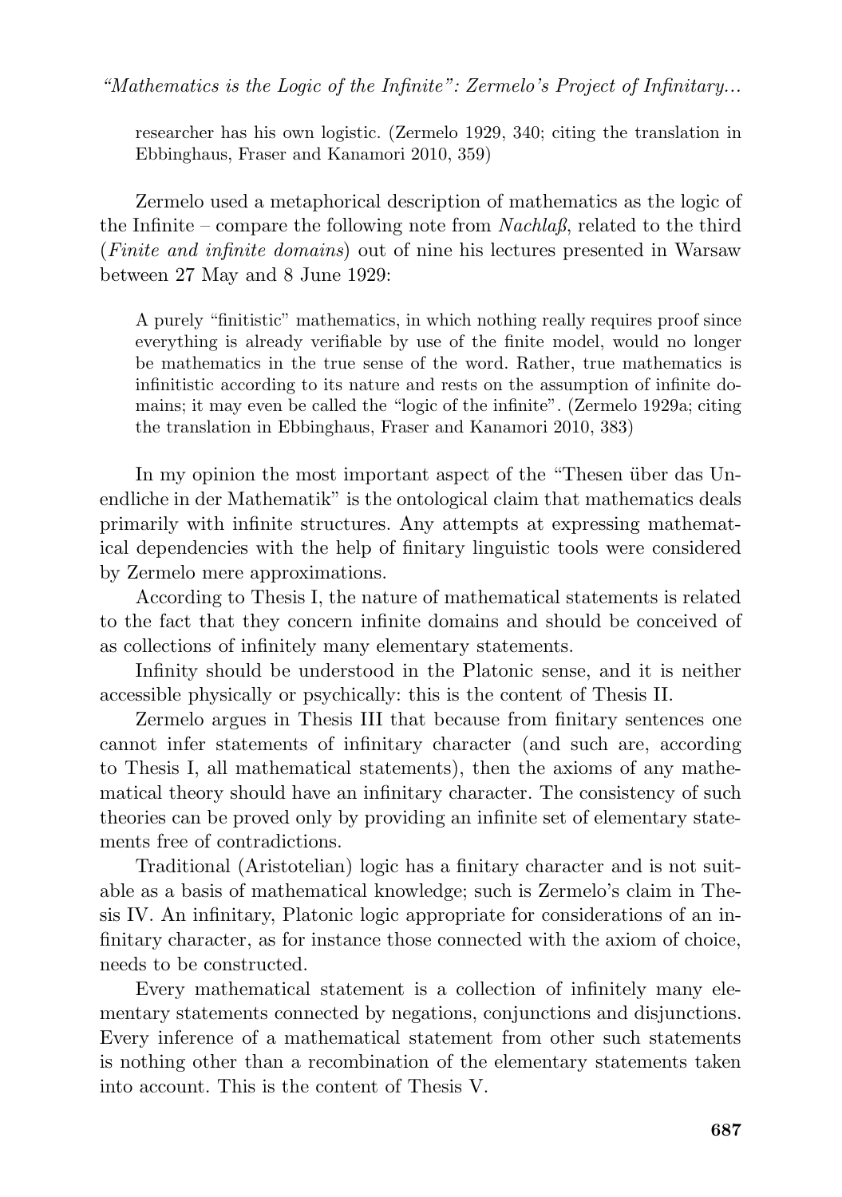researcher has his own logistic. (Zermelo 1929, 340; citing the translation in Ebbinghaus, Fraser and Kanamori 2010, 359)

Zermelo used a metaphorical description of mathematics as the logic of the Infinite – compare the following note from *Nachlaß*, related to the third (*Finite and infinite domains*) out of nine his lectures presented in Warsaw between 27 May and 8 June 1929:

> A purely "finitistic" mathematics, in which nothing really requires proof since everything is already verifiable by use of the finite model, would no longer be mathematics in the true sense of the word. Rather, true mathematics is infinitistic according to its nature and rests on the assumption of infinite domains; it may even be called the "logic of the infinite". (Zermelo 1929a; citing the translation in Ebbinghaus, Fraser and Kanamori 2010, 383)

In my opinion the most important aspect of the "Thesen über das Unendliche in der Mathematik" is the ontological claim that mathematics deals primarily with infinite structures. Any attempts at expressing mathematical dependencies with the help of finitary linguistic tools were considered by Zermelo mere approximations.

According to Thesis I, the nature of mathematical statements is related to the fact that they concern infinite domains and should be conceived of as collections of infinitely many elementary statements.

Infinity should be understood in the Platonic sense, and it is neither accessible physically or psychically: this is the content of Thesis II.

Zermelo argues in Thesis III that because from finitary sentences one cannot infer statements of infinitary character (and such are, according to Thesis I, all mathematical statements), then the axioms of any mathematical theory should have an infinitary character. The consistency of such theories can be proved only by providing an infinite set of elementary statements free of contradictions.

Traditional (Aristotelian) logic has a finitary character and is not suitable as a basis of mathematical knowledge; such is Zermelo's claim in Thesis IV. An infinitary, Platonic logic appropriate for considerations of an infinitary character, as for instance those connected with the axiom of choice, needs to be constructed.

Every mathematical statement is a collection of infinitely many elementary statements connected by negations, conjunctions and disjunctions. Every inference of a mathematical statement from other such statements is nothing other than a recombination of the elementary statements taken into account. This is the content of Thesis V.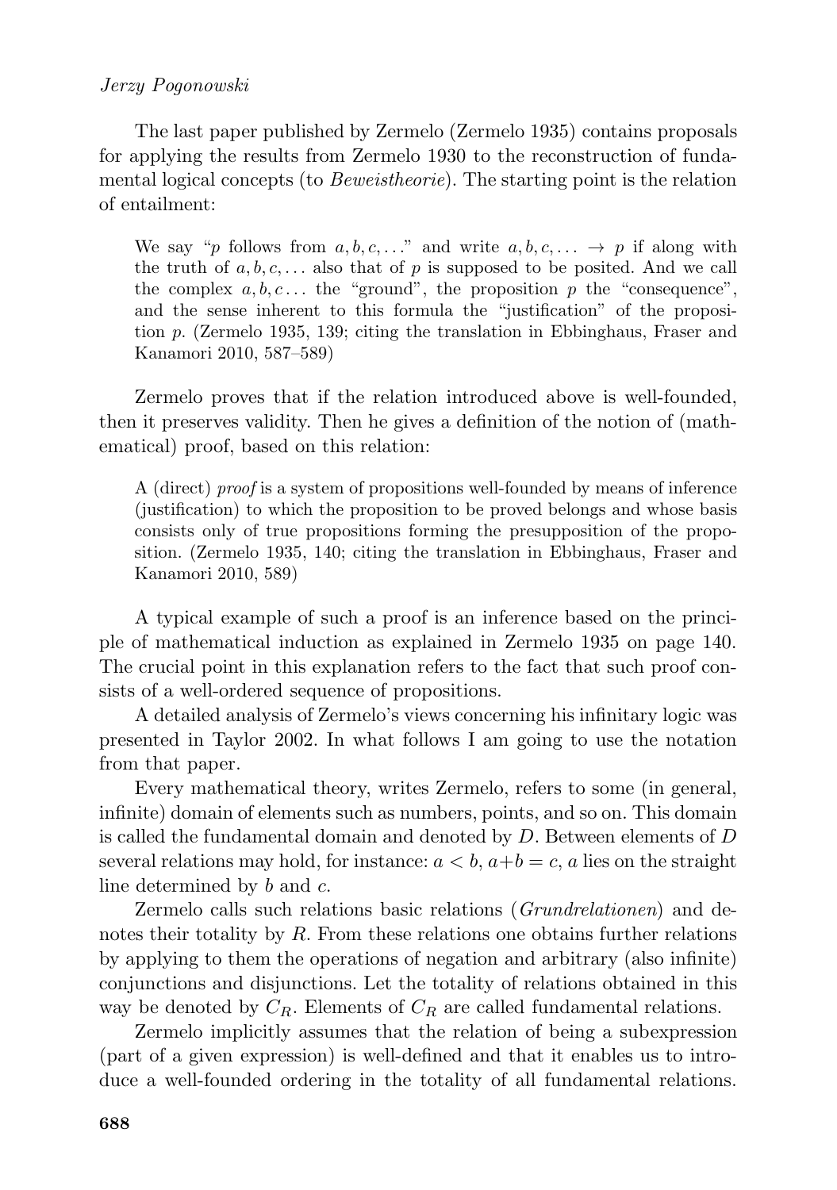The last paper published by Zermelo (Zermelo 1935) contains proposals for applying the results from Zermelo 1930 to the reconstruction of fundamental logical concepts (to *Beweistheorie*). The starting point is the relation of entailment:

> We say "$p$ follows from $a, b, c, \ldots$" and write $a, b, c, \ldots \rightarrow p$ if along with the truth of $a, b, c, \ldots$ also that of $p$ is supposed to be posited. And we call the complex $a, b, c \ldots$ the "ground", the proposition $p$ the "consequence", and the sense inherent to this formula the "justification" of the proposition $p$. (Zermelo 1935, 139; citing the translation in Ebbinghaus, Fraser and Kanamori 2010, 587–589)

Zermelo proves that if the relation introduced above is well-founded, then it preserves validity. Then he gives a definition of the notion of (mathematical) proof, based on this relation:

> A (direct) *proof* is a system of propositions well-founded by means of inference (justification) to which the proposition to be proved belongs and whose basis consists only of true propositions forming the presupposition of the proposition. (Zermelo 1935, 140; citing the translation in Ebbinghaus, Fraser and Kanamori 2010, 589)

A typical example of such a proof is an inference based on the principle of mathematical induction as explained in Zermelo 1935 on page 140. The crucial point in this explanation refers to the fact that such proof consists of a well-ordered sequence of propositions.

A detailed analysis of Zermelo's views concerning his infinitary logic was presented in Taylor 2002. In what follows I am going to use the notation from that paper.

Every mathematical theory, writes Zermelo, refers to some (in general, infinite) domain of elements such as numbers, points, and so on. This domain is called the fundamental domain and denoted by $D$. Between elements of $D$ several relations may hold, for instance: $a < b$, $a+b = c$, $a$ lies on the straight line determined by $b$ and $c$.

Zermelo calls such relations basic relations (*Grundrelationen*) and denotes their totality by $R$. From these relations one obtains further relations by applying to them the operations of negation and arbitrary (also infinite) conjunctions and disjunctions. Let the totality of relations obtained in this way be denoted by $C_R$. Elements of $C_R$ are called fundamental relations.

Zermelo implicitly assumes that the relation of being a subexpression (part of a given expression) is well-defined and that it enables us to introduce a well-founded ordering in the totality of all fundamental relations.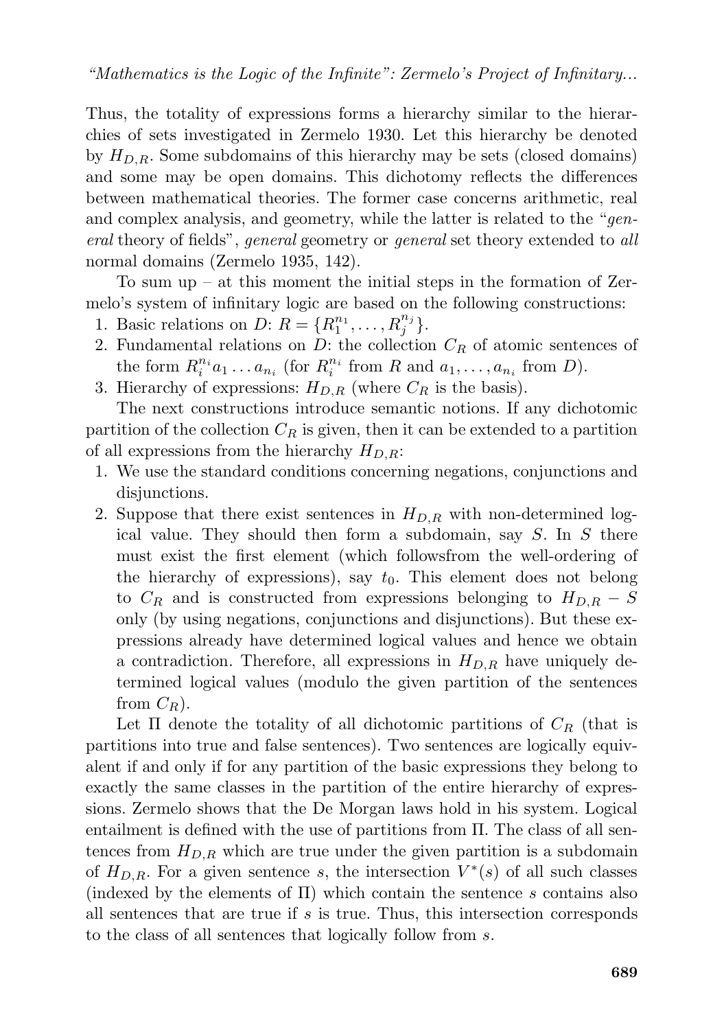Thus, the totality of expressions forms a hierarchy similar to the hierarchies of sets investigated in Zermelo 1930. Let this hierarchy be denoted by $H_{D,R}$. Some subdomains of this hierarchy may be sets (closed domains) and some may be open domains. This dichotomy reflects the differences between mathematical theories. The former case concerns arithmetic, real and complex analysis, and geometry, while the latter is related to the "*general* theory of fields", *general* geometry or *general* set theory extended to *all* normal domains (Zermelo 1935, 142).

To sum up – at this moment the initial steps in the formation of Zermelo's system of infinitary logic are based on the following constructions:

1. Basic relations on $D$: $R = \{R_1^{n_1}, \ldots, R_j^{n_j}\}$.
2. Fundamental relations on $D$: the collection $C_R$ of atomic sentences of the form $R_i^{n_i} a_1 \ldots a_{n_i}$ (for $R_i^{n_i}$ from $R$ and $a_1, \ldots, a_{n_i}$ from $D$).
3. Hierarchy of expressions: $H_{D,R}$ (where $C_R$ is the basis).

The next constructions introduce semantic notions. If any dichotomic partition of the collection $C_R$ is given, then it can be extended to a partition of all expressions from the hierarchy $H_{D,R}$:

1. We use the standard conditions concerning negations, conjunctions and disjunctions.
2. Suppose that there exist sentences in $H_{D,R}$ with non-determined logical value. They should then form a subdomain, say $S$. In $S$ there must exist the first element (which followsfrom the well-ordering of the hierarchy of expressions), say $t_0$. This element does not belong to $C_R$ and is constructed from expressions belonging to $H_{D,R} - S$ only (by using negations, conjunctions and disjunctions). But these expressions already have determined logical values and hence we obtain a contradiction. Therefore, all expressions in $H_{D,R}$ have uniquely determined logical values (modulo the given partition of the sentences from $C_R$).

Let $\Pi$ denote the totality of all dichotomic partitions of $C_R$ (that is partitions into true and false sentences). Two sentences are logically equivalent if and only if for any partition of the basic expressions they belong to exactly the same classes in the partition of the entire hierarchy of expressions. Zermelo shows that the De Morgan laws hold in his system. Logical entailment is defined with the use of partitions from $\Pi$. The class of all sentences from $H_{D,R}$ which are true under the given partition is a subdomain of $H_{D,R}$. For a given sentence $s$, the intersection $V^*(s)$ of all such classes (indexed by the elements of $\Pi$) which contain the sentence $s$ contains also all sentences that are true if $s$ is true. Thus, this intersection corresponds to the class of all sentences that logically follow from $s$.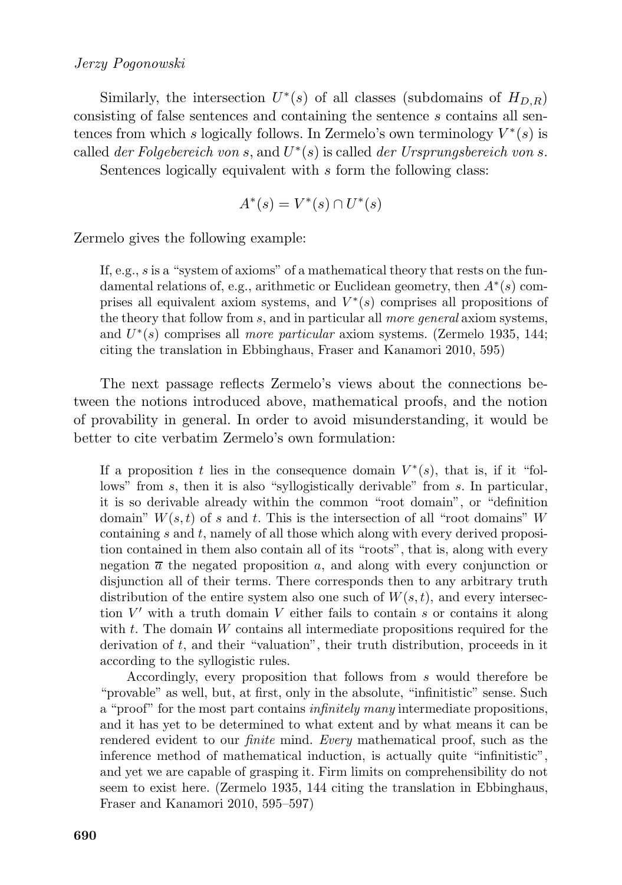Similarly, the intersection $U^*(s)$ of all classes (subdomains of $H_{D,R}$) consisting of false sentences and containing the sentence $s$ contains all sentences from which $s$ logically follows. In Zermelo's own terminology $V^*(s)$ is called *der Folgebereich von s*, and $U^*(s)$ is called *der Ursprungsbereich von s*.

Sentences logically equivalent with $s$ form the following class:

$$A^*(s) = V^*(s) \cap U^*(s)$$

Zermelo gives the following example:

> If, e.g., $s$ is a "system of axioms" of a mathematical theory that rests on the fundamental relations of, e.g., arithmetic or Euclidean geometry, then $A^*(s)$ comprises all equivalent axiom systems, and $V^*(s)$ comprises all propositions of the theory that follow from $s$, and in particular all *more general* axiom systems, and $U^*(s)$ comprises all *more particular* axiom systems. (Zermelo 1935, 144; citing the translation in Ebbinghaus, Fraser and Kanamori 2010, 595)

The next passage reflects Zermelo's views about the connections between the notions introduced above, mathematical proofs, and the notion of provability in general. In order to avoid misunderstanding, it would be better to cite verbatim Zermelo's own formulation:

> If a proposition $t$ lies in the consequence domain $V^*(s)$, that is, if it "follows" from $s$, then it is also "syllogistically derivable" from $s$. In particular, it is so derivable already within the common "root domain", or "definition domain" $W(s,t)$ of $s$ and $t$. This is the intersection of all "root domains" $W$ containing $s$ and $t$, namely of all those which along with every derived proposition contained in them also contain all of its "roots", that is, along with every negation $\overline{a}$ the negated proposition $a$, and along with every conjunction or disjunction all of their terms. There corresponds then to any arbitrary truth distribution of the entire system also one such of $W(s,t)$, and every intersection $V'$ with a truth domain $V$ either fails to contain $s$ or contains it along with $t$. The domain $W$ contains all intermediate propositions required for the derivation of $t$, and their "valuation", their truth distribution, proceeds in it according to the syllogistic rules.
>
> Accordingly, every proposition that follows from $s$ would therefore be "provable" as well, but, at first, only in the absolute, "infinitistic" sense. Such a "proof" for the most part contains *infinitely many* intermediate propositions, and it has yet to be determined to what extent and by what means it can be rendered evident to our *finite* mind. *Every* mathematical proof, such as the inference method of mathematical induction, is actually quite "infinitistic", and yet we are capable of grasping it. Firm limits on comprehensibility do not seem to exist here. (Zermelo 1935, 144 citing the translation in Ebbinghaus, Fraser and Kanamori 2010, 595–597)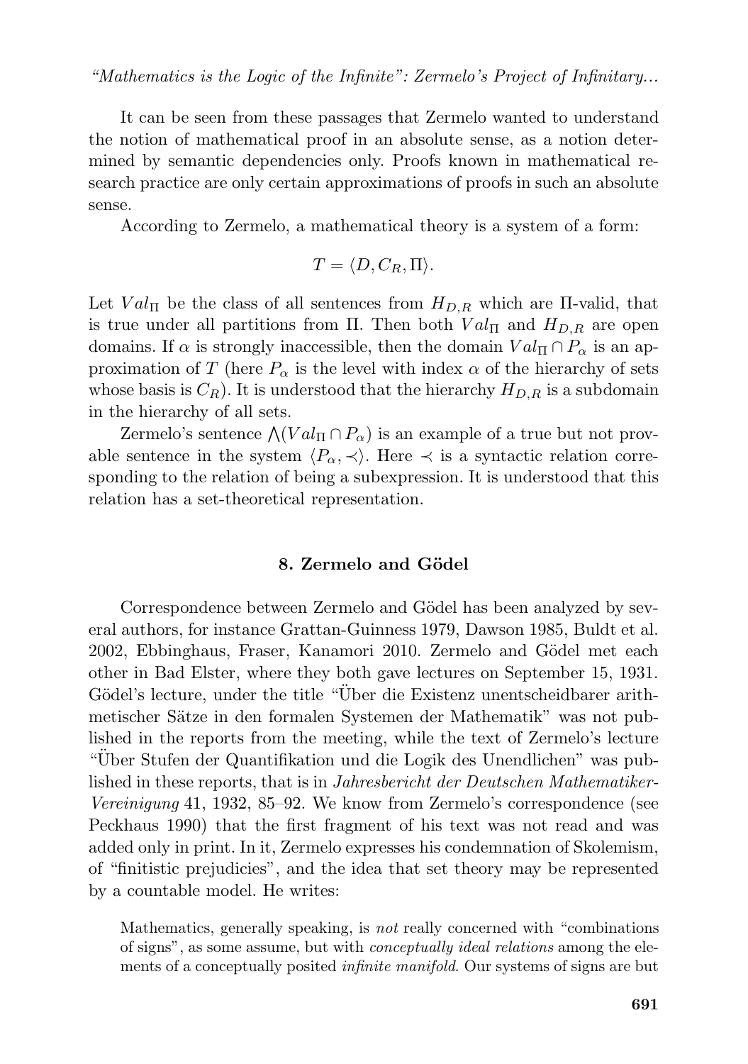It can be seen from these passages that Zermelo wanted to understand the notion of mathematical proof in an absolute sense, as a notion determined by semantic dependencies only. Proofs known in mathematical research practice are only certain approximations of proofs in such an absolute sense.

According to Zermelo, a mathematical theory is a system of a form:

$$T = \langle D, C_R, \Pi \rangle.$$

Let $Val_\Pi$ be the class of all sentences from $H_{D,R}$ which are $\Pi$-valid, that is true under all partitions from $\Pi$. Then both $Val_\Pi$ and $H_{D,R}$ are open domains. If $\alpha$ is strongly inaccessible, then the domain $Val_\Pi \cap P_\alpha$ is an approximation of $T$ (here $P_\alpha$ is the level with index $\alpha$ of the hierarchy of sets whose basis is $C_R$). It is understood that the hierarchy $H_{D,R}$ is a subdomain in the hierarchy of all sets.

Zermelo's sentence $\bigwedge(Val_\Pi \cap P_\alpha)$ is an example of a true but not provable sentence in the system $\langle P_\alpha, \prec \rangle$. Here $\prec$ is a syntactic relation corresponding to the relation of being a subexpression. It is understood that this relation has a set-theoretical representation.

## 8. Zermelo and Gödel

Correspondence between Zermelo and Gödel has been analyzed by several authors, for instance Grattan-Guinness 1979, Dawson 1985, Buldt et al. 2002, Ebbinghaus, Fraser, Kanamori 2010. Zermelo and Gödel met each other in Bad Elster, where they both gave lectures on September 15, 1931. Gödel's lecture, under the title "Über die Existenz unentscheidbarer arithmetischer Sätze in den formalen Systemen der Mathematik" was not published in the reports from the meeting, while the text of Zermelo's lecture "Über Stufen der Quantifikation und die Logik des Unendlichen" was published in these reports, that is in *Jahresbericht der Deutschen Mathematiker-Vereinigung* 41, 1932, 85–92. We know from Zermelo's correspondence (see Peckhaus 1990) that the first fragment of his text was not read and was added only in print. In it, Zermelo expresses his condemnation of Skolemism, of "finitistic prejudicies", and the idea that set theory may be represented by a countable model. He writes:

> Mathematics, generally speaking, is *not* really concerned with "combinations of signs", as some assume, but with *conceptually ideal relations* among the elements of a conceptually posited *infinite manifold*. Our systems of signs are but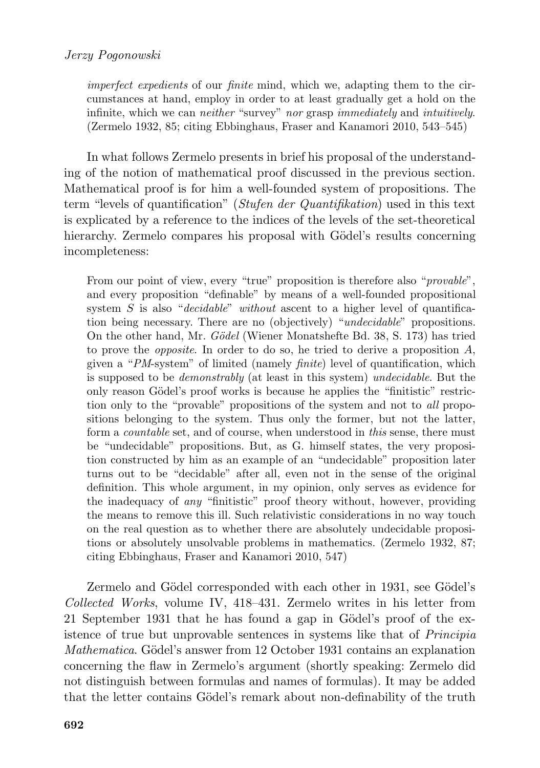> *imperfect expedients* of our *finite* mind, which we, adapting them to the circumstances at hand, employ in order to at least gradually get a hold on the infinite, which we can *neither* "survey" *nor* grasp *immediately* and *intuitively*. (Zermelo 1932, 85; citing Ebbinghaus, Fraser and Kanamori 2010, 543–545)

In what follows Zermelo presents in brief his proposal of the understanding of the notion of mathematical proof discussed in the previous section. Mathematical proof is for him a well-founded system of propositions. The term "levels of quantification" (*Stufen der Quantifikation*) used in this text is explicated by a reference to the indices of the levels of the set-theoretical hierarchy. Zermelo compares his proposal with Gödel's results concerning incompleteness:

> From our point of view, every "true" proposition is therefore also "*provable*", and every proposition "definable" by means of a well-founded propositional system $S$ is also "*decidable*" *without* ascent to a higher level of quantification being necessary. There are no (objectively) "*undecidable*" propositions. On the other hand, Mr. *Gödel* (Wiener Monatshefte Bd. 38, S. 173) has tried to prove the *opposite*. In order to do so, he tried to derive a proposition $A$, given a "*PM*-system" of limited (namely *finite*) level of quantification, which is supposed to be *demonstrably* (at least in this system) *undecidable*. But the only reason Gödel's proof works is because he applies the "finitistic" restriction only to the "provable" propositions of the system and not to *all* propositions belonging to the system. Thus only the former, but not the latter, form a *countable* set, and of course, when understood in *this* sense, there must be "undecidable" propositions. But, as G. himself states, the very proposition constructed by him as an example of an "undecidable" proposition later turns out to be "decidable" after all, even not in the sense of the original definition. This whole argument, in my opinion, only serves as evidence for the inadequacy of *any* "finitistic" proof theory without, however, providing the means to remove this ill. Such relativistic considerations in no way touch on the real question as to whether there are absolutely undecidable propositions or absolutely unsolvable problems in mathematics. (Zermelo 1932, 87; citing Ebbinghaus, Fraser and Kanamori 2010, 547)

Zermelo and Gödel corresponded with each other in 1931, see Gödel's *Collected Works*, volume IV, 418–431. Zermelo writes in his letter from 21 September 1931 that he has found a gap in Gödel's proof of the existence of true but unprovable sentences in systems like that of *Principia Mathematica*. Gödel's answer from 12 October 1931 contains an explanation concerning the flaw in Zermelo's argument (shortly speaking: Zermelo did not distinguish between formulas and names of formulas). It may be added that the letter contains Gödel's remark about non-definability of the truth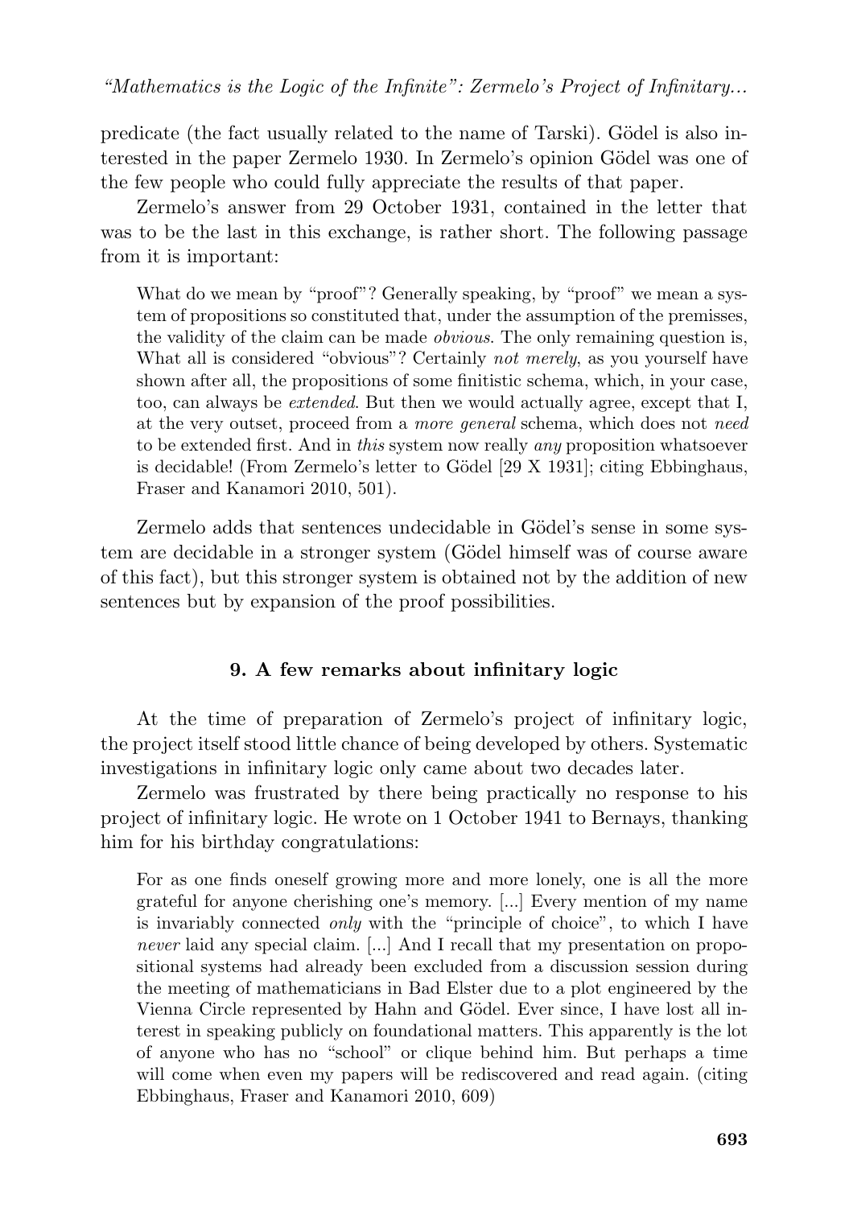predicate (the fact usually related to the name of Tarski). Gödel is also interested in the paper Zermelo 1930. In Zermelo's opinion Gödel was one of the few people who could fully appreciate the results of that paper.

Zermelo's answer from 29 October 1931, contained in the letter that was to be the last in this exchange, is rather short. The following passage from it is important:

> What do we mean by "proof"? Generally speaking, by "proof" we mean a system of propositions so constituted that, under the assumption of the premisses, the validity of the claim can be made *obvious*. The only remaining question is, What all is considered "obvious"? Certainly *not merely*, as you yourself have shown after all, the propositions of some finitistic schema, which, in your case, too, can always be *extended*. But then we would actually agree, except that I, at the very outset, proceed from a *more general* schema, which does not *need* to be extended first. And in *this* system now really *any* proposition whatsoever is decidable! (From Zermelo's letter to Gödel [29 X 1931]; citing Ebbinghaus, Fraser and Kanamori 2010, 501).

Zermelo adds that sentences undecidable in Gödel's sense in some system are decidable in a stronger system (Gödel himself was of course aware of this fact), but this stronger system is obtained not by the addition of new sentences but by expansion of the proof possibilities.

## 9. A few remarks about infinitary logic

At the time of preparation of Zermelo's project of infinitary logic, the project itself stood little chance of being developed by others. Systematic investigations in infinitary logic only came about two decades later.

Zermelo was frustrated by there being practically no response to his project of infinitary logic. He wrote on 1 October 1941 to Bernays, thanking him for his birthday congratulations:

> For as one finds oneself growing more and more lonely, one is all the more grateful for anyone cherishing one's memory. [...] Every mention of my name is invariably connected *only* with the "principle of choice", to which I have *never* laid any special claim. [...] And I recall that my presentation on propositional systems had already been excluded from a discussion session during the meeting of mathematicians in Bad Elster due to a plot engineered by the Vienna Circle represented by Hahn and Gödel. Ever since, I have lost all interest in speaking publicly on foundational matters. This apparently is the lot of anyone who has no "school" or clique behind him. But perhaps a time will come when even my papers will be rediscovered and read again. (citing Ebbinghaus, Fraser and Kanamori 2010, 609)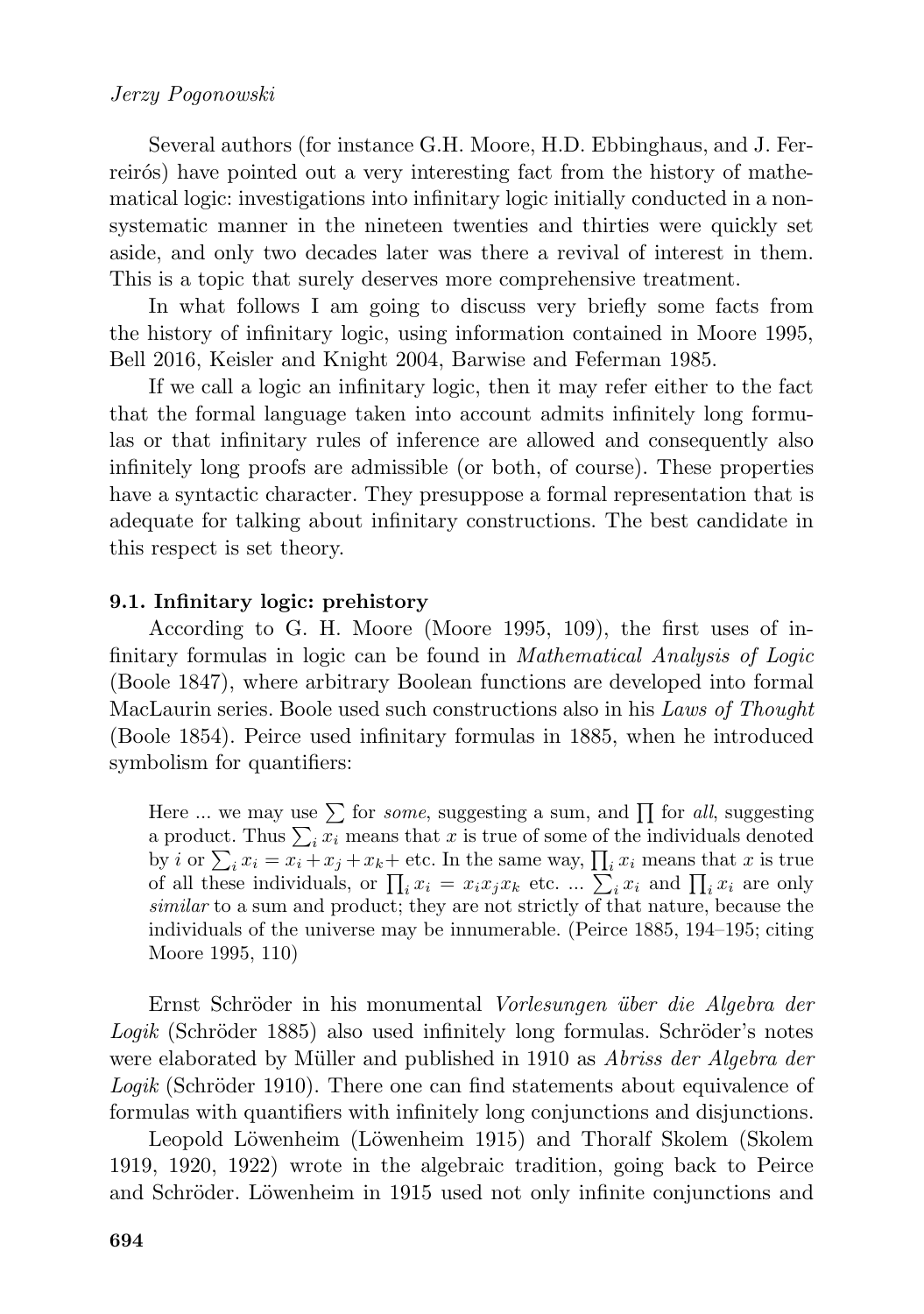Several authors (for instance G.H. Moore, H.D. Ebbinghaus, and J. Ferreirós) have pointed out a very interesting fact from the history of mathematical logic: investigations into infinitary logic initially conducted in a non-systematic manner in the nineteen twenties and thirties were quickly set aside, and only two decades later was there a revival of interest in them. This is a topic that surely deserves more comprehensive treatment.

In what follows I am going to discuss very briefly some facts from the history of infinitary logic, using information contained in Moore 1995, Bell 2016, Keisler and Knight 2004, Barwise and Feferman 1985.

If we call a logic an infinitary logic, then it may refer either to the fact that the formal language taken into account admits infinitely long formulas or that infinitary rules of inference are allowed and consequently also infinitely long proofs are admissible (or both, of course). These properties have a syntactic character. They presuppose a formal representation that is adequate for talking about infinitary constructions. The best candidate in this respect is set theory.

### 9.1. Infinitary logic: prehistory

According to G. H. Moore (Moore 1995, 109), the first uses of infinitary formulas in logic can be found in *Mathematical Analysis of Logic* (Boole 1847), where arbitrary Boolean functions are developed into formal MacLaurin series. Boole used such constructions also in his *Laws of Thought* (Boole 1854). Peirce used infinitary formulas in 1885, when he introduced symbolism for quantifiers:

> Here ... we may use $\sum$ for *some*, suggesting a sum, and $\prod$ for *all*, suggesting a product. Thus $\sum_i x_i$ means that $x$ is true of some of the individuals denoted by $i$ or $\sum_i x_i = x_i + x_j + x_k +$ etc. In the same way, $\prod_i x_i$ means that $x$ is true of all these individuals, or $\prod_i x_i = x_i x_j x_k$ etc. ... $\sum_i x_i$ and $\prod_i x_i$ are only *similar* to a sum and product; they are not strictly of that nature, because the individuals of the universe may be innumerable. (Peirce 1885, 194–195; citing Moore 1995, 110)

Ernst Schröder in his monumental *Vorlesungen über die Algebra der Logik* (Schröder 1885) also used infinitely long formulas. Schröder's notes were elaborated by Müller and published in 1910 as *Abriss der Algebra der Logik* (Schröder 1910). There one can find statements about equivalence of formulas with quantifiers with infinitely long conjunctions and disjunctions.

Leopold Löwenheim (Löwenheim 1915) and Thoralf Skolem (Skolem 1919, 1920, 1922) wrote in the algebraic tradition, going back to Peirce and Schröder. Löwenheim in 1915 used not only infinite conjunctions and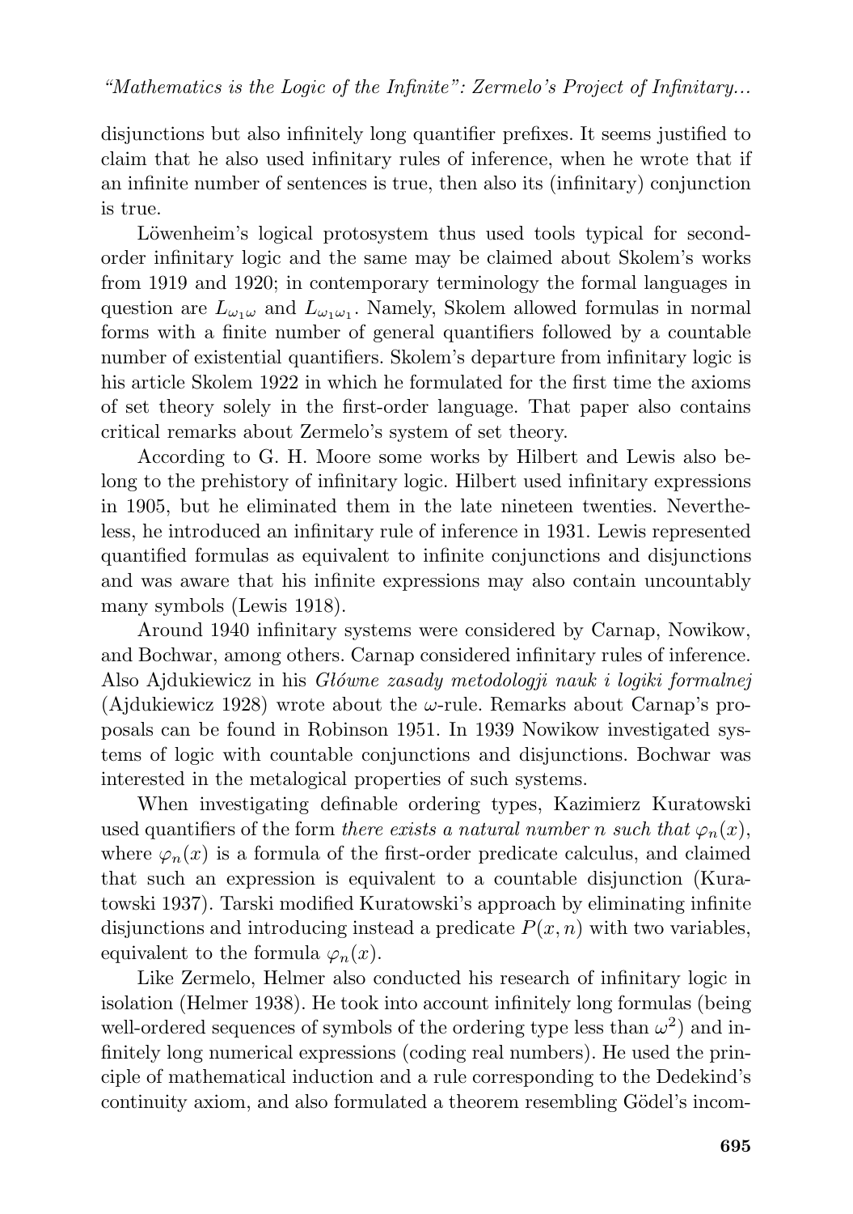disjunctions but also infinitely long quantifier prefixes. It seems justified to claim that he also used infinitary rules of inference, when he wrote that if an infinite number of sentences is true, then also its (infinitary) conjunction is true.

Löwenheim's logical protosystem thus used tools typical for second-order infinitary logic and the same may be claimed about Skolem's works from 1919 and 1920; in contemporary terminology the formal languages in question are $L_{\omega_1\omega}$ and $L_{\omega_1\omega_1}$. Namely, Skolem allowed formulas in normal forms with a finite number of general quantifiers followed by a countable number of existential quantifiers. Skolem's departure from infinitary logic is his article Skolem 1922 in which he formulated for the first time the axioms of set theory solely in the first-order language. That paper also contains critical remarks about Zermelo's system of set theory.

According to G. H. Moore some works by Hilbert and Lewis also belong to the prehistory of infinitary logic. Hilbert used infinitary expressions in 1905, but he eliminated them in the late nineteen twenties. Nevertheless, he introduced an infinitary rule of inference in 1931. Lewis represented quantified formulas as equivalent to infinite conjunctions and disjunctions and was aware that his infinite expressions may also contain uncountably many symbols (Lewis 1918).

Around 1940 infinitary systems were considered by Carnap, Nowikow, and Bochwar, among others. Carnap considered infinitary rules of inference. Also Ajdukiewicz in his *Główne zasady metodologji nauk i logiki formalnej* (Ajdukiewicz 1928) wrote about the $\omega$-rule. Remarks about Carnap's proposals can be found in Robinson 1951. In 1939 Nowikow investigated systems of logic with countable conjunctions and disjunctions. Bochwar was interested in the metalogical properties of such systems.

When investigating definable ordering types, Kazimierz Kuratowski used quantifiers of the form *there exists a natural number n such that* $\varphi_n(x)$, where $\varphi_n(x)$ is a formula of the first-order predicate calculus, and claimed that such an expression is equivalent to a countable disjunction (Kuratowski 1937). Tarski modified Kuratowski's approach by eliminating infinite disjunctions and introducing instead a predicate $P(x, n)$ with two variables, equivalent to the formula $\varphi_n(x)$.

Like Zermelo, Helmer also conducted his research of infinitary logic in isolation (Helmer 1938). He took into account infinitely long formulas (being well-ordered sequences of symbols of the ordering type less than $\omega^2$) and infinitely long numerical expressions (coding real numbers). He used the principle of mathematical induction and a rule corresponding to the Dedekind's continuity axiom, and also formulated a theorem resembling Gödel's incom-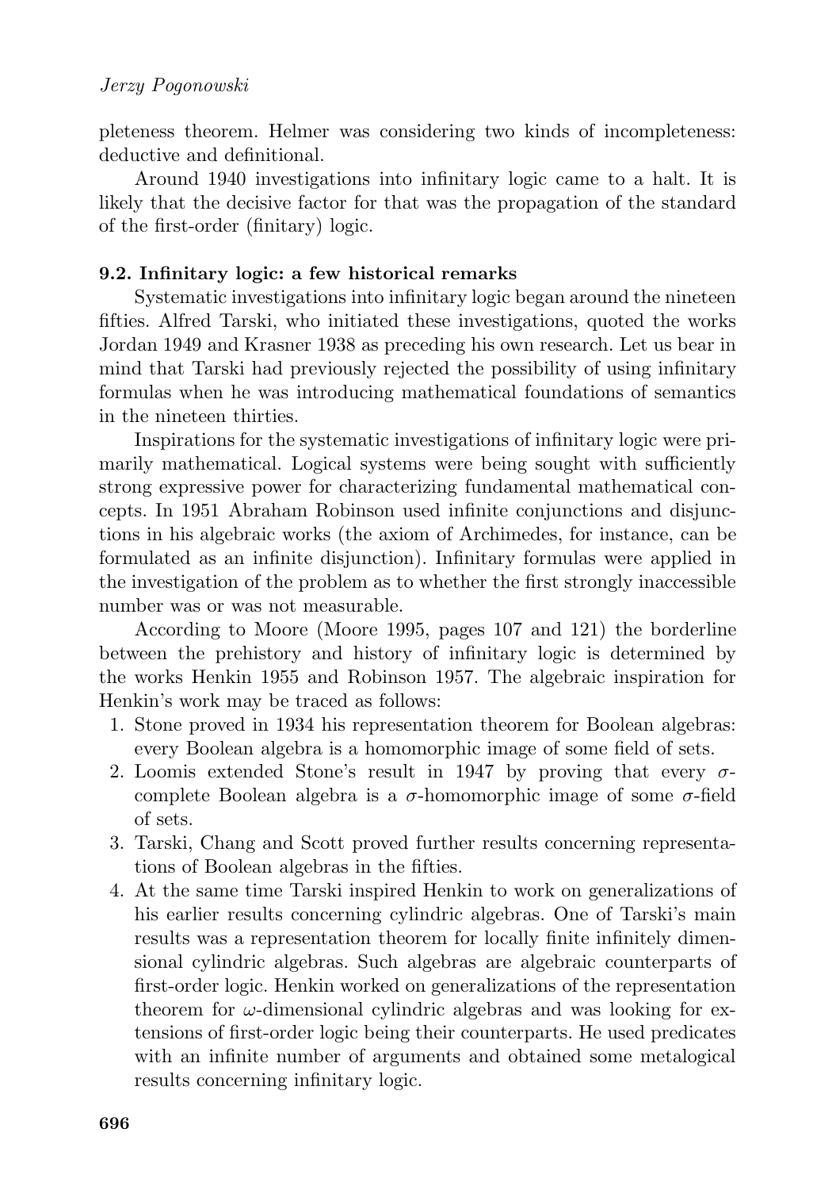pleteness theorem. Helmer was considering two kinds of incompleteness: deductive and definitional.

Around 1940 investigations into infinitary logic came to a halt. It is likely that the decisive factor for that was the propagation of the standard of the first-order (finitary) logic.

### 9.2. Infinitary logic: a few historical remarks

Systematic investigations into infinitary logic began around the nineteen fifties. Alfred Tarski, who initiated these investigations, quoted the works Jordan 1949 and Krasner 1938 as preceding his own research. Let us bear in mind that Tarski had previously rejected the possibility of using infinitary formulas when he was introducing mathematical foundations of semantics in the nineteen thirties.

Inspirations for the systematic investigations of infinitary logic were primarily mathematical. Logical systems were being sought with sufficiently strong expressive power for characterizing fundamental mathematical concepts. In 1951 Abraham Robinson used infinite conjunctions and disjunctions in his algebraic works (the axiom of Archimedes, for instance, can be formulated as an infinite disjunction). Infinitary formulas were applied in the investigation of the problem as to whether the first strongly inaccessible number was or was not measurable.

According to Moore (Moore 1995, pages 107 and 121) the borderline between the prehistory and history of infinitary logic is determined by the works Henkin 1955 and Robinson 1957. The algebraic inspiration for Henkin's work may be traced as follows:

1. Stone proved in 1934 his representation theorem for Boolean algebras: every Boolean algebra is a homomorphic image of some field of sets.
2. Loomis extended Stone's result in 1947 by proving that every $\sigma$-complete Boolean algebra is a $\sigma$-homomorphic image of some $\sigma$-field of sets.
3. Tarski, Chang and Scott proved further results concerning representations of Boolean algebras in the fifties.
4. At the same time Tarski inspired Henkin to work on generalizations of his earlier results concerning cylindric algebras. One of Tarski's main results was a representation theorem for locally finite infinitely dimensional cylindric algebras. Such algebras are algebraic counterparts of first-order logic. Henkin worked on generalizations of the representation theorem for $\omega$-dimensional cylindric algebras and was looking for extensions of first-order logic being their counterparts. He used predicates with an infinite number of arguments and obtained some metalogical results concerning infinitary logic.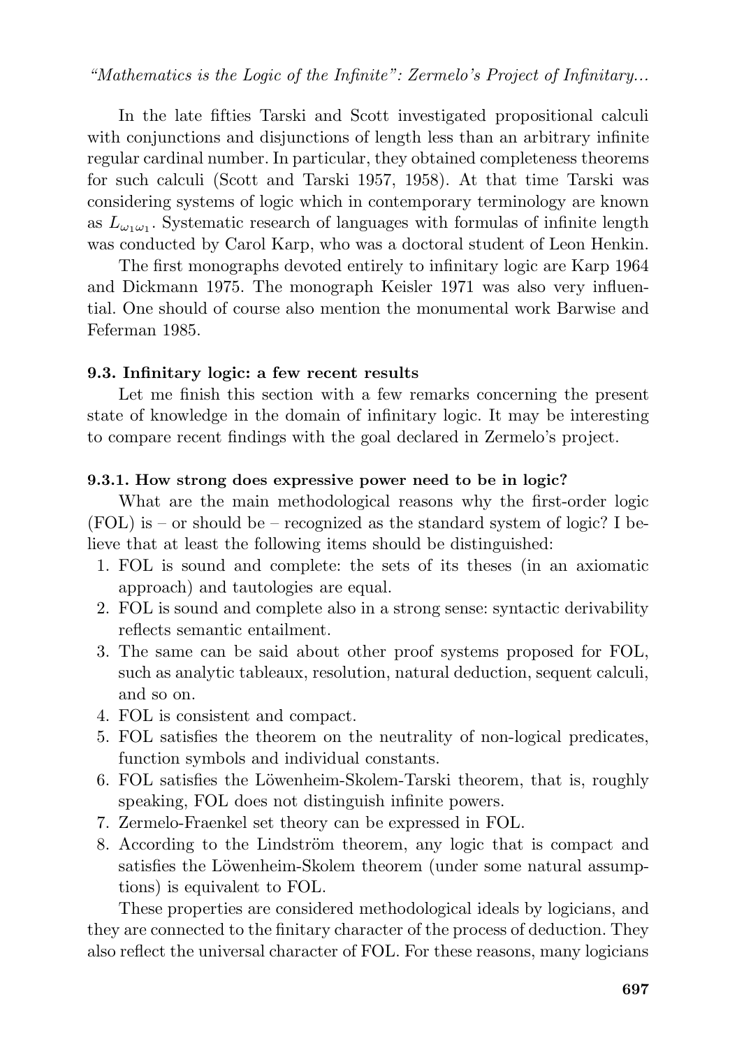In the late fifties Tarski and Scott investigated propositional calculi with conjunctions and disjunctions of length less than an arbitrary infinite regular cardinal number. In particular, they obtained completeness theorems for such calculi (Scott and Tarski 1957, 1958). At that time Tarski was considering systems of logic which in contemporary terminology are known as $L_{\omega_1\omega_1}$. Systematic research of languages with formulas of infinite length was conducted by Carol Karp, who was a doctoral student of Leon Henkin.

The first monographs devoted entirely to infinitary logic are Karp 1964 and Dickmann 1975. The monograph Keisler 1971 was also very influential. One should of course also mention the monumental work Barwise and Feferman 1985.

### 9.3. Infinitary logic: a few recent results

Let me finish this section with a few remarks concerning the present state of knowledge in the domain of infinitary logic. It may be interesting to compare recent findings with the goal declared in Zermelo's project.

#### 9.3.1. How strong does expressive power need to be in logic?

What are the main methodological reasons why the first-order logic (FOL) is – or should be – recognized as the standard system of logic? I believe that at least the following items should be distinguished:

1. FOL is sound and complete: the sets of its theses (in an axiomatic approach) and tautologies are equal.
2. FOL is sound and complete also in a strong sense: syntactic derivability reflects semantic entailment.
3. The same can be said about other proof systems proposed for FOL, such as analytic tableaux, resolution, natural deduction, sequent calculi, and so on.
4. FOL is consistent and compact.
5. FOL satisfies the theorem on the neutrality of non-logical predicates, function symbols and individual constants.
6. FOL satisfies the Löwenheim-Skolem-Tarski theorem, that is, roughly speaking, FOL does not distinguish infinite powers.
7. Zermelo-Fraenkel set theory can be expressed in FOL.
8. According to the Lindström theorem, any logic that is compact and satisfies the Löwenheim-Skolem theorem (under some natural assumptions) is equivalent to FOL.

These properties are considered methodological ideals by logicians, and they are connected to the finitary character of the process of deduction. They also reflect the universal character of FOL. For these reasons, many logicians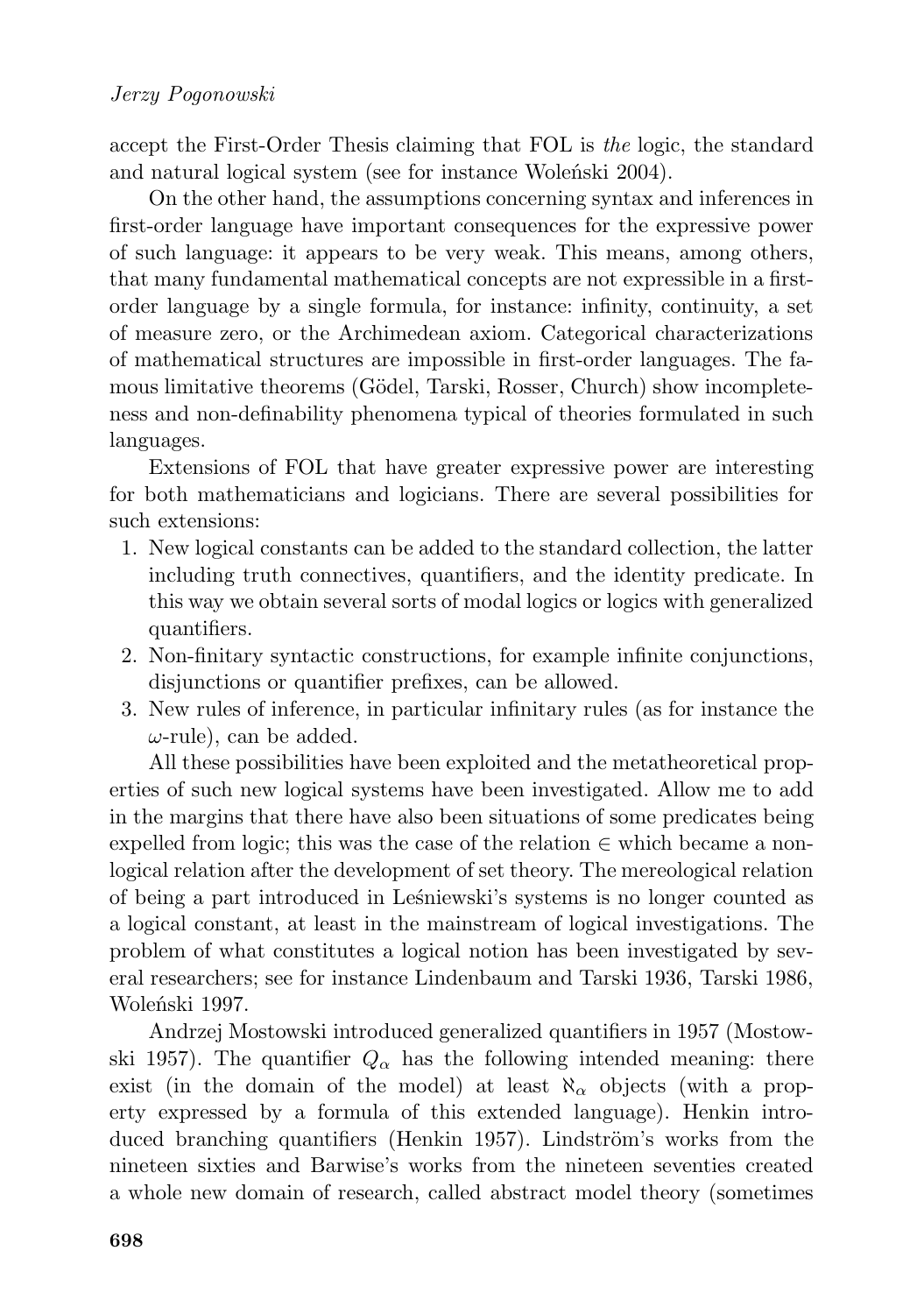accept the First-Order Thesis claiming that FOL is *the* logic, the standard and natural logical system (see for instance Woleński 2004).

On the other hand, the assumptions concerning syntax and inferences in first-order language have important consequences for the expressive power of such language: it appears to be very weak. This means, among others, that many fundamental mathematical concepts are not expressible in a first-order language by a single formula, for instance: infinity, continuity, a set of measure zero, or the Archimedean axiom. Categorical characterizations of mathematical structures are impossible in first-order languages. The famous limitative theorems (Gödel, Tarski, Rosser, Church) show incompleteness and non-definability phenomena typical of theories formulated in such languages.

Extensions of FOL that have greater expressive power are interesting for both mathematicians and logicians. There are several possibilities for such extensions:

1. New logical constants can be added to the standard collection, the latter including truth connectives, quantifiers, and the identity predicate. In this way we obtain several sorts of modal logics or logics with generalized quantifiers.
2. Non-finitary syntactic constructions, for example infinite conjunctions, disjunctions or quantifier prefixes, can be allowed.
3. New rules of inference, in particular infinitary rules (as for instance the $\omega$-rule), can be added.

All these possibilities have been exploited and the metatheoretical properties of such new logical systems have been investigated. Allow me to add in the margins that there have also been situations of some predicates being expelled from logic; this was the case of the relation $\in$ which became a non-logical relation after the development of set theory. The mereological relation of being a part introduced in Leśniewski's systems is no longer counted as a logical constant, at least in the mainstream of logical investigations. The problem of what constitutes a logical notion has been investigated by several researchers; see for instance Lindenbaum and Tarski 1936, Tarski 1986, Woleński 1997.

Andrzej Mostowski introduced generalized quantifiers in 1957 (Mostowski 1957). The quantifier $Q_\alpha$ has the following intended meaning: there exist (in the domain of the model) at least $\aleph_\alpha$ objects (with a property expressed by a formula of this extended language). Henkin introduced branching quantifiers (Henkin 1957). Lindström's works from the nineteen sixties and Barwise's works from the nineteen seventies created a whole new domain of research, called abstract model theory (sometimes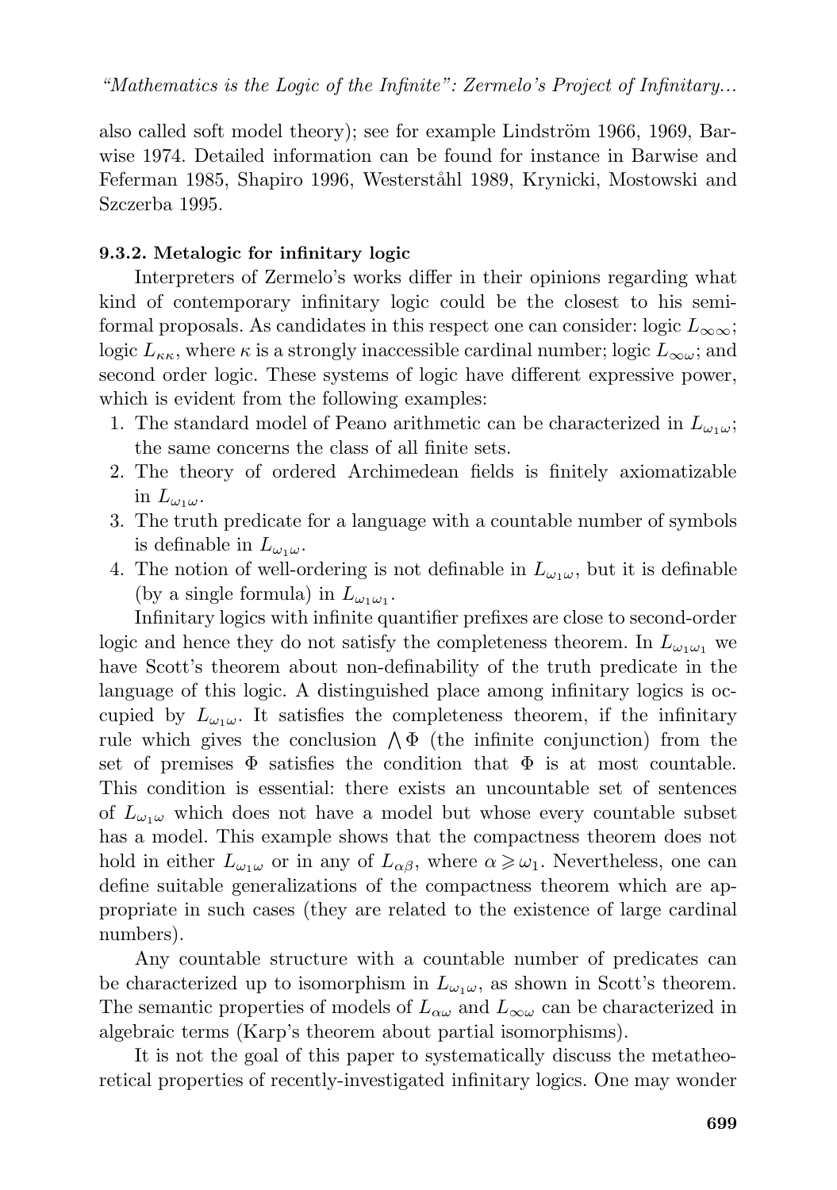also called soft model theory); see for example Lindström 1966, 1969, Barwise 1974. Detailed information can be found for instance in Barwise and Feferman 1985, Shapiro 1996, Westerståhl 1989, Krynicki, Mostowski and Szczerba 1995.

#### 9.3.2. Metalogic for infinitary logic

Interpreters of Zermelo's works differ in their opinions regarding what kind of contemporary infinitary logic could be the closest to his semi-formal proposals. As candidates in this respect one can consider: logic $L_{\infty\infty}$; logic $L_{\kappa\kappa}$, where $\kappa$ is a strongly inaccessible cardinal number; logic $L_{\infty\omega}$; and second order logic. These systems of logic have different expressive power, which is evident from the following examples:

1. The standard model of Peano arithmetic can be characterized in $L_{\omega_1\omega}$; the same concerns the class of all finite sets.
2. The theory of ordered Archimedean fields is finitely axiomatizable in $L_{\omega_1\omega}$.
3. The truth predicate for a language with a countable number of symbols is definable in $L_{\omega_1\omega}$.
4. The notion of well-ordering is not definable in $L_{\omega_1\omega}$, but it is definable (by a single formula) in $L_{\omega_1\omega_1}$.

Infinitary logics with infinite quantifier prefixes are close to second-order logic and hence they do not satisfy the completeness theorem. In $L_{\omega_1\omega_1}$ we have Scott's theorem about non-definability of the truth predicate in the language of this logic. A distinguished place among infinitary logics is occupied by $L_{\omega_1\omega}$. It satisfies the completeness theorem, if the infinitary rule which gives the conclusion $\bigwedge\Phi$ (the infinite conjunction) from the set of premises $\Phi$ satisfies the condition that $\Phi$ is at most countable. This condition is essential: there exists an uncountable set of sentences of $L_{\omega_1\omega}$ which does not have a model but whose every countable subset has a model. This example shows that the compactness theorem does not hold in either $L_{\omega_1\omega}$ or in any of $L_{\alpha\beta}$, where $\alpha \geqslant \omega_1$. Nevertheless, one can define suitable generalizations of the compactness theorem which are appropriate in such cases (they are related to the existence of large cardinal numbers).

Any countable structure with a countable number of predicates can be characterized up to isomorphism in $L_{\omega_1\omega}$, as shown in Scott's theorem. The semantic properties of models of $L_{\alpha\omega}$ and $L_{\infty\omega}$ can be characterized in algebraic terms (Karp's theorem about partial isomorphisms).

It is not the goal of this paper to systematically discuss the metatheoretical properties of recently-investigated infinitary logics. One may wonder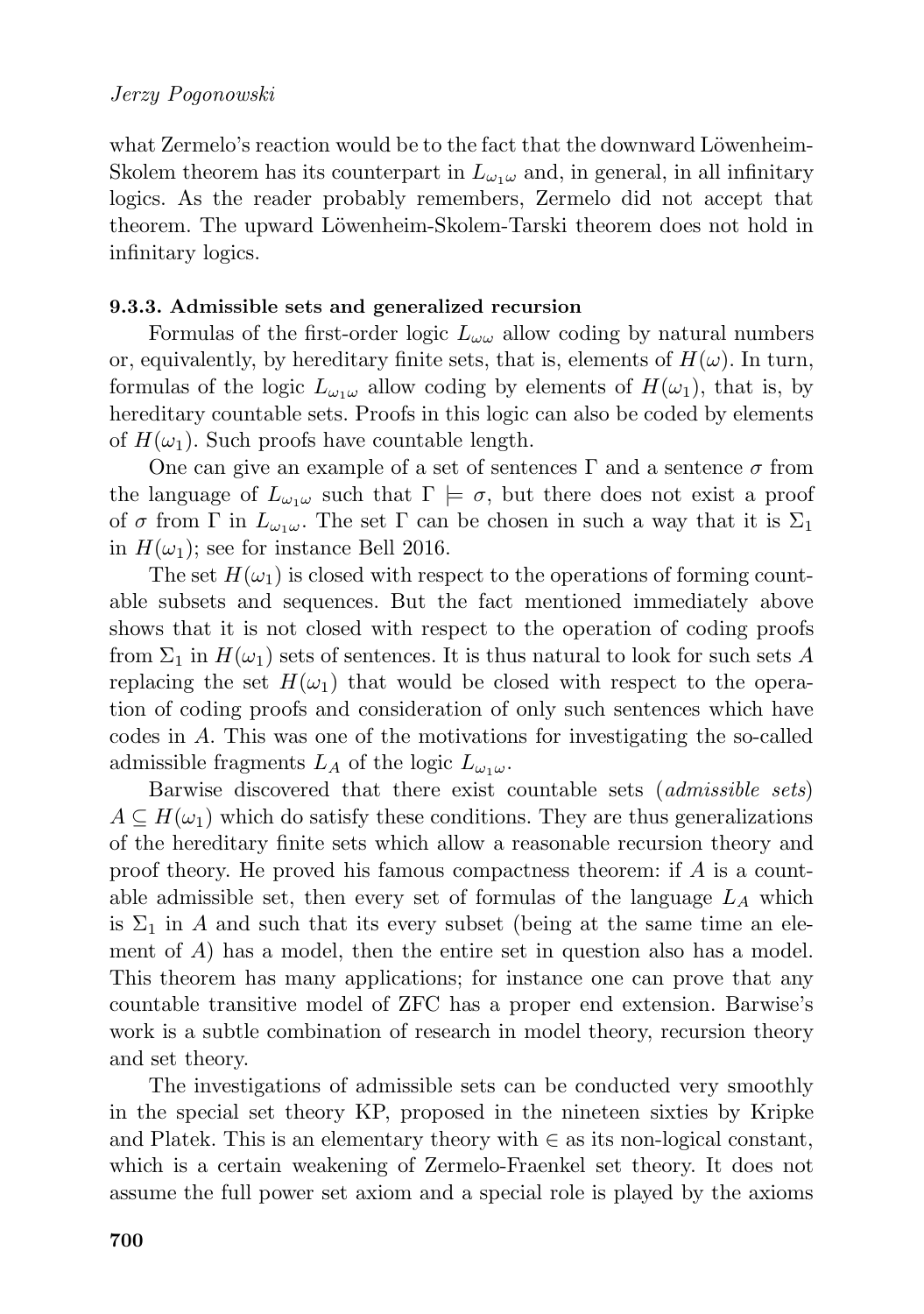what Zermelo's reaction would be to the fact that the downward Löwenheim-Skolem theorem has its counterpart in $L_{\omega_1\omega}$ and, in general, in all infinitary logics. As the reader probably remembers, Zermelo did not accept that theorem. The upward Löwenheim-Skolem-Tarski theorem does not hold in infinitary logics.

### 9.3.3. Admissible sets and generalized recursion

Formulas of the first-order logic $L_{\omega\omega}$ allow coding by natural numbers or, equivalently, by hereditary finite sets, that is, elements of $H(\omega)$. In turn, formulas of the logic $L_{\omega_1\omega}$ allow coding by elements of $H(\omega_1)$, that is, by hereditary countable sets. Proofs in this logic can also be coded by elements of $H(\omega_1)$. Such proofs have countable length.

One can give an example of a set of sentences $\Gamma$ and a sentence $\sigma$ from the language of $L_{\omega_1\omega}$ such that $\Gamma \models \sigma$, but there does not exist a proof of $\sigma$ from $\Gamma$ in $L_{\omega_1\omega}$. The set $\Gamma$ can be chosen in such a way that it is $\Sigma_1$ in $H(\omega_1)$; see for instance Bell 2016.

The set $H(\omega_1)$ is closed with respect to the operations of forming countable subsets and sequences. But the fact mentioned immediately above shows that it is not closed with respect to the operation of coding proofs from $\Sigma_1$ in $H(\omega_1)$ sets of sentences. It is thus natural to look for such sets $A$ replacing the set $H(\omega_1)$ that would be closed with respect to the operation of coding proofs and consideration of only such sentences which have codes in $A$. This was one of the motivations for investigating the so-called admissible fragments $L_A$ of the logic $L_{\omega_1\omega}$.

Barwise discovered that there exist countable sets (*admissible sets*) $A \subseteq H(\omega_1)$ which do satisfy these conditions. They are thus generalizations of the hereditary finite sets which allow a reasonable recursion theory and proof theory. He proved his famous compactness theorem: if $A$ is a countable admissible set, then every set of formulas of the language $L_A$ which is $\Sigma_1$ in $A$ and such that its every subset (being at the same time an element of $A$) has a model, then the entire set in question also has a model. This theorem has many applications; for instance one can prove that any countable transitive model of ZFC has a proper end extension. Barwise's work is a subtle combination of research in model theory, recursion theory and set theory.

The investigations of admissible sets can be conducted very smoothly in the special set theory KP, proposed in the nineteen sixties by Kripke and Platek. This is an elementary theory with $\in$ as its non-logical constant, which is a certain weakening of Zermelo-Fraenkel set theory. It does not assume the full power set axiom and a special role is played by the axioms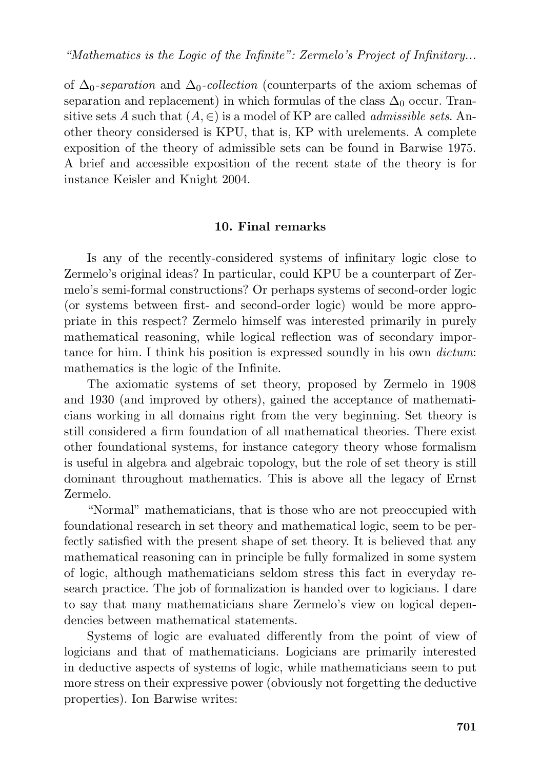of $\Delta_0$-*separation* and $\Delta_0$-*collection* (counterparts of the axiom schemas of separation and replacement) in which formulas of the class $\Delta_0$ occur. Transitive sets $A$ such that $(A, \in)$ is a model of KP are called *admissible sets*. Another theory considersed is KPU, that is, KP with urelements. A complete exposition of the theory of admissible sets can be found in Barwise 1975. A brief and accessible exposition of the recent state of the theory is for instance Keisler and Knight 2004.

## 10. Final remarks

Is any of the recently-considered systems of infinitary logic close to Zermelo's original ideas? In particular, could KPU be a counterpart of Zermelo's semi-formal constructions? Or perhaps systems of second-order logic (or systems between first- and second-order logic) would be more appropriate in this respect? Zermelo himself was interested primarily in purely mathematical reasoning, while logical reflection was of secondary importance for him. I think his position is expressed soundly in his own *dictum*: mathematics is the logic of the Infinite.

The axiomatic systems of set theory, proposed by Zermelo in 1908 and 1930 (and improved by others), gained the acceptance of mathematicians working in all domains right from the very beginning. Set theory is still considered a firm foundation of all mathematical theories. There exist other foundational systems, for instance category theory whose formalism is useful in algebra and algebraic topology, but the role of set theory is still dominant throughout mathematics. This is above all the legacy of Ernst Zermelo.

"Normal" mathematicians, that is those who are not preoccupied with foundational research in set theory and mathematical logic, seem to be perfectly satisfied with the present shape of set theory. It is believed that any mathematical reasoning can in principle be fully formalized in some system of logic, although mathematicians seldom stress this fact in everyday research practice. The job of formalization is handed over to logicians. I dare to say that many mathematicians share Zermelo's view on logical dependencies between mathematical statements.

Systems of logic are evaluated differently from the point of view of logicians and that of mathematicians. Logicians are primarily interested in deductive aspects of systems of logic, while mathematicians seem to put more stress on their expressive power (obviously not forgetting the deductive properties). Ion Barwise writes: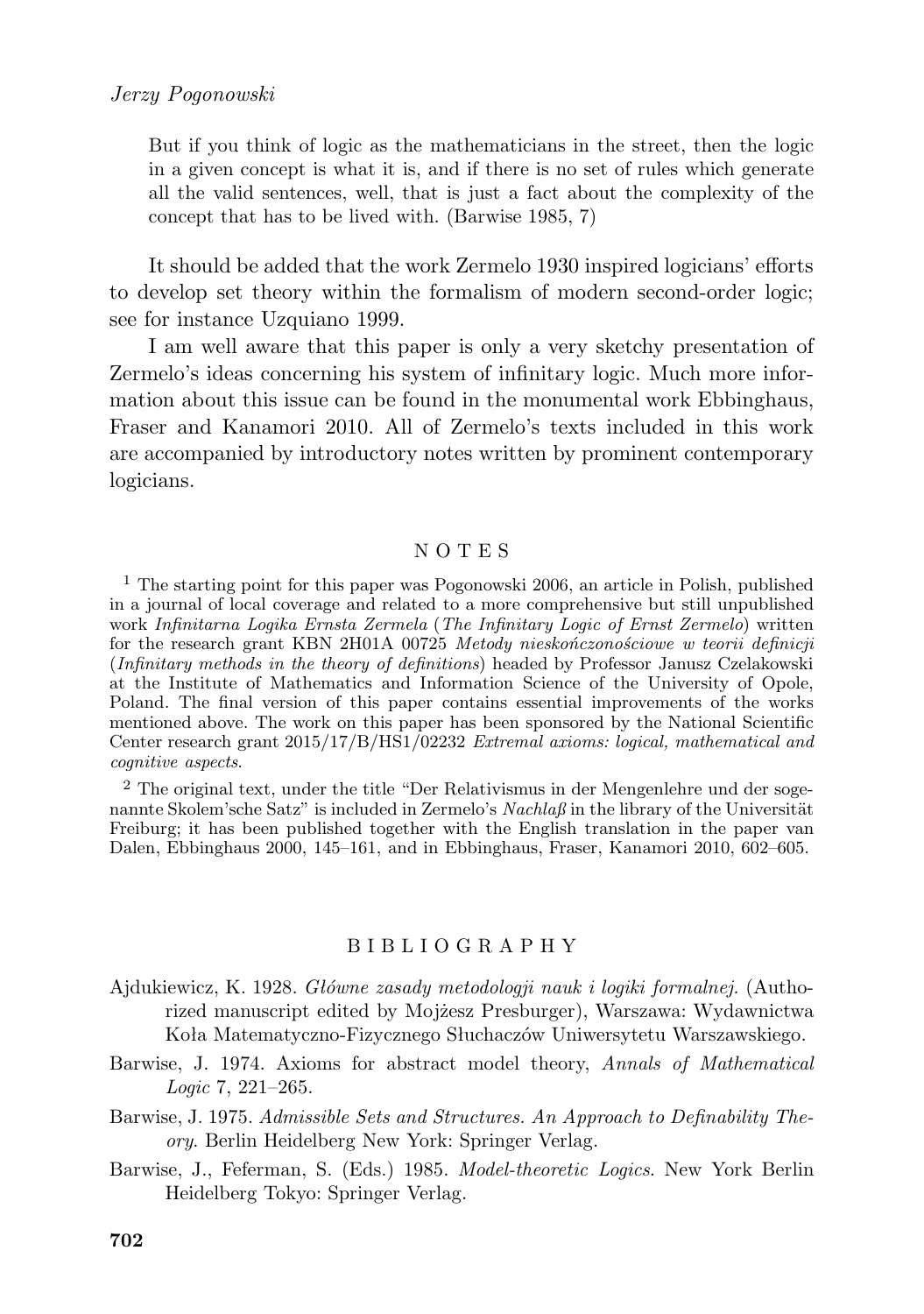> But if you think of logic as the mathematicians in the street, then the logic in a given concept is what it is, and if there is no set of rules which generate all the valid sentences, well, that is just a fact about the complexity of the concept that has to be lived with. (Barwise 1985, 7)

It should be added that the work Zermelo 1930 inspired logicians' efforts to develop set theory within the formalism of modern second-order logic; see for instance Uzquiano 1999.

I am well aware that this paper is only a very sketchy presentation of Zermelo's ideas concerning his system of infinitary logic. Much more information about this issue can be found in the monumental work Ebbinghaus, Fraser and Kanamori 2010. All of Zermelo's texts included in this work are accompanied by introductory notes written by prominent contemporary logicians.

## NOTES

[1] The starting point for this paper was Pogonowski 2006, an article in Polish, published in a journal of local coverage and related to a more comprehensive but still unpublished work *Infinitarna Logika Ernsta Zermela* (*The Infinitary Logic of Ernst Zermelo*) written for the research grant KBN 2H01A 00725 *Metody nieskończonościowe w teorii definicji* (*Infinitary methods in the theory of definitions*) headed by Professor Janusz Czelakowski at the Institute of Mathematics and Information Science of the University of Opole, Poland. The final version of this paper contains essential improvements of the works mentioned above. The work on this paper has been sponsored by the National Scientific Center research grant 2015/17/B/HS1/02232 *Extremal axioms: logical, mathematical and cognitive aspects*.

[2] The original text, under the title "Der Relativismus in der Mengenlehre und der sogenannte Skolem'sche Satz" is included in Zermelo's *Nachlaß* in the library of the Universität Freiburg; it has been published together with the English translation in the paper van Dalen, Ebbinghaus 2000, 145–161, and in Ebbinghaus, Fraser, Kanamori 2010, 602–605.

## BIBLIOGRAPHY

Ajdukiewicz, K. 1928. *Główne zasady metodologji nauk i logiki formalnej.* (Authorized manuscript edited by Mojżesz Presburger), Warszawa: Wydawnictwa Koła Matematyczno-Fizycznego Słuchaczów Uniwersytetu Warszawskiego.

Barwise, J. 1974. Axioms for abstract model theory, *Annals of Mathematical Logic* 7, 221–265.

Barwise, J. 1975. *Admissible Sets and Structures. An Approach to Definability Theory.* Berlin Heidelberg New York: Springer Verlag.

Barwise, J., Feferman, S. (Eds.) 1985. *Model-theoretic Logics.* New York Berlin Heidelberg Tokyo: Springer Verlag.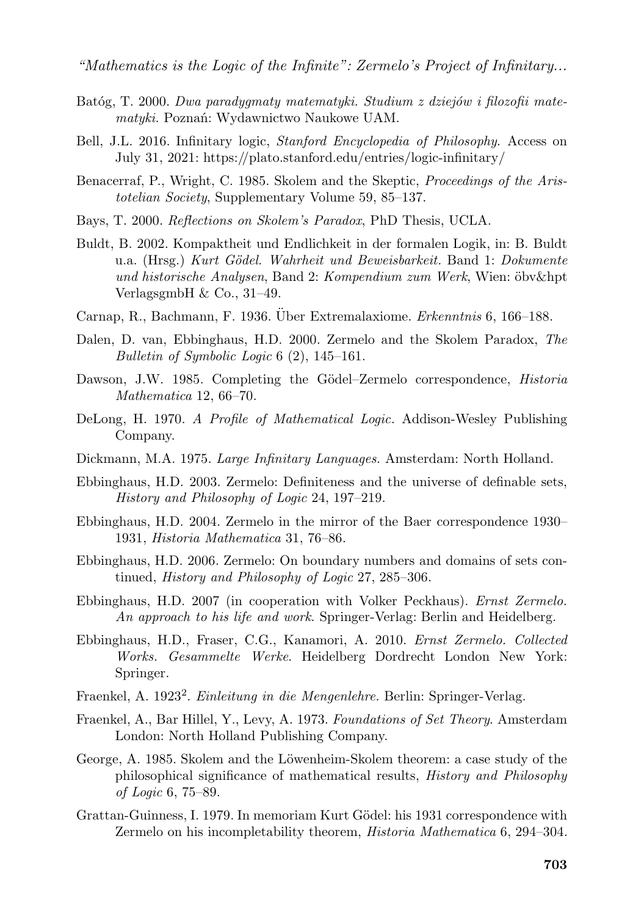Batóg, T. 2000. *Dwa paradygmaty matematyki. Studium z dziejów i filozofii matematyki.* Poznań: Wydawnictwo Naukowe UAM.

Bell, J.L. 2016. Infinitary logic, *Stanford Encyclopedia of Philosophy*. Access on July 31, 2021: https://plato.stanford.edu/entries/logic-infinitary/

Benacerraf, P., Wright, C. 1985. Skolem and the Skeptic, *Proceedings of the Aristotelian Society*, Supplementary Volume 59, 85–137.

Bays, T. 2000. *Reflections on Skolem's Paradox*, PhD Thesis, UCLA.

Buldt, B. 2002. Kompaktheit und Endlichkeit in der formalen Logik, in: B. Buldt u.a. (Hrsg.) *Kurt Gödel. Wahrheit und Beweisbarkeit.* Band 1: *Dokumente und historische Analysen*, Band 2: *Kompendium zum Werk*, Wien: öbv&hpt VerlagsgmbH & Co., 31–49.

Carnap, R., Bachmann, F. 1936. Über Extremalaxiome. *Erkenntnis* 6, 166–188.

Dalen, D. van, Ebbinghaus, H.D. 2000. Zermelo and the Skolem Paradox, *The Bulletin of Symbolic Logic* 6 (2), 145–161.

Dawson, J.W. 1985. Completing the Gödel–Zermelo correspondence, *Historia Mathematica* 12, 66–70.

DeLong, H. 1970. *A Profile of Mathematical Logic*. Addison-Wesley Publishing Company.

Dickmann, M.A. 1975. *Large Infinitary Languages.* Amsterdam: North Holland.

Ebbinghaus, H.D. 2003. Zermelo: Definiteness and the universe of definable sets, *History and Philosophy of Logic* 24, 197–219.

Ebbinghaus, H.D. 2004. Zermelo in the mirror of the Baer correspondence 1930–1931, *Historia Mathematica* 31, 76–86.

Ebbinghaus, H.D. 2006. Zermelo: On boundary numbers and domains of sets continued, *History and Philosophy of Logic* 27, 285–306.

Ebbinghaus, H.D. 2007 (in cooperation with Volker Peckhaus). *Ernst Zermelo. An approach to his life and work.* Springer-Verlag: Berlin and Heidelberg.

Ebbinghaus, H.D., Fraser, C.G., Kanamori, A. 2010. *Ernst Zermelo. Collected Works. Gesammelte Werke*. Heidelberg Dordrecht London New York: Springer.

Fraenkel, A. 1923[2]. *Einleitung in die Mengenlehre.* Berlin: Springer-Verlag.

Fraenkel, A., Bar Hillel, Y., Levy, A. 1973. *Foundations of Set Theory.* Amsterdam London: North Holland Publishing Company.

George, A. 1985. Skolem and the Löwenheim-Skolem theorem: a case study of the philosophical significance of mathematical results, *History and Philosophy of Logic* 6, 75–89.

Grattan-Guinness, I. 1979. In memoriam Kurt Gödel: his 1931 correspondence with Zermelo on his incompletability theorem, *Historia Mathematica* 6, 294–304.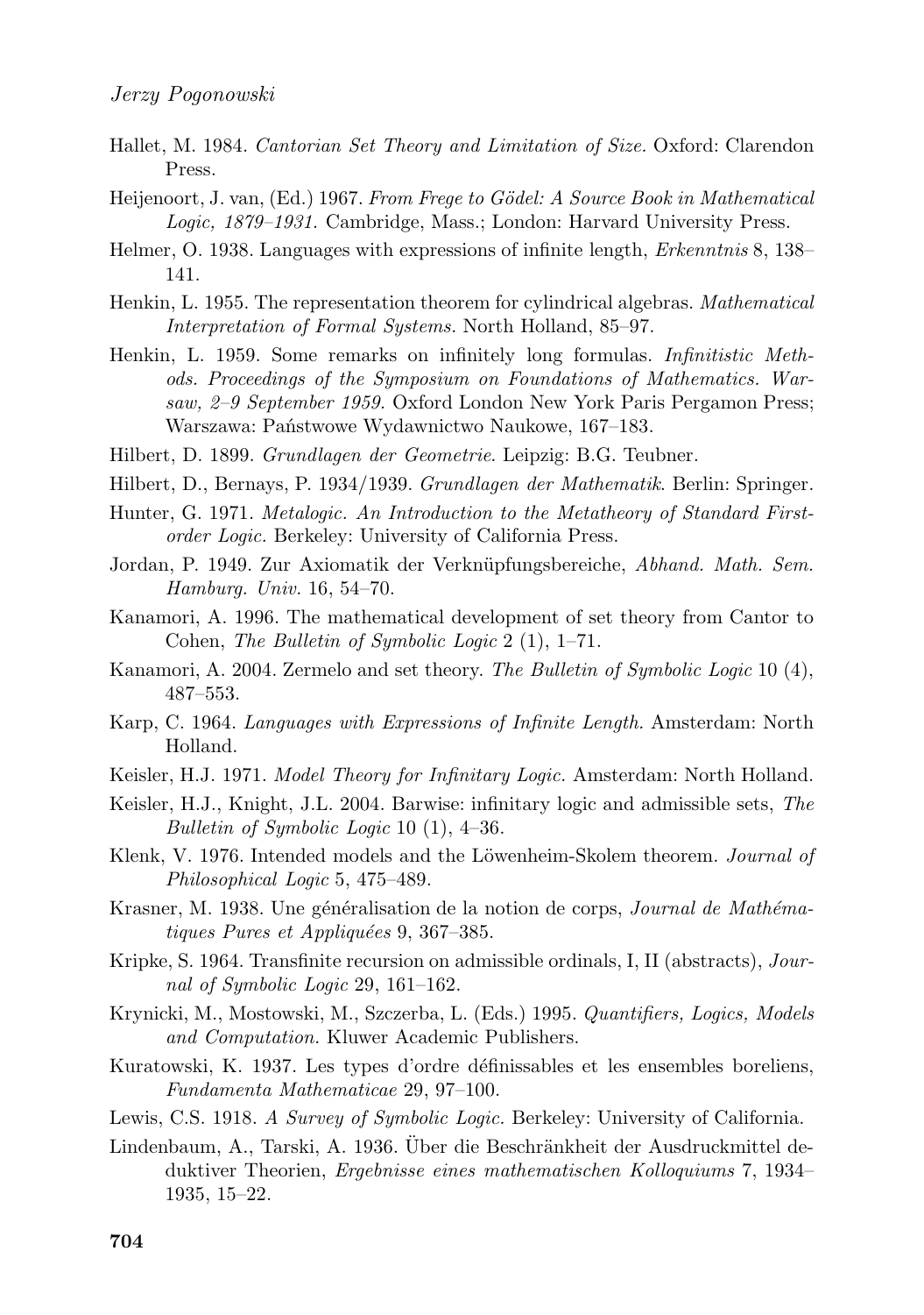Hallet, M. 1984. *Cantorian Set Theory and Limitation of Size.* Oxford: Clarendon Press.

Heijenoort, J. van, (Ed.) 1967. *From Frege to Gödel: A Source Book in Mathematical Logic, 1879–1931.* Cambridge, Mass.; London: Harvard University Press.

Helmer, O. 1938. Languages with expressions of infinite length, *Erkenntnis* 8, 138–141.

Henkin, L. 1955. The representation theorem for cylindrical algebras. *Mathematical Interpretation of Formal Systems.* North Holland, 85–97.

Henkin, L. 1959. Some remarks on infinitely long formulas. *Infinitistic Methods. Proceedings of the Symposium on Foundations of Mathematics. Warsaw, 2–9 September 1959.* Oxford London New York Paris Pergamon Press; Warszawa: Państwowe Wydawnictwo Naukowe, 167–183.

Hilbert, D. 1899. *Grundlagen der Geometrie*. Leipzig: B.G. Teubner.

Hilbert, D., Bernays, P. 1934/1939. *Grundlagen der Mathematik*. Berlin: Springer.

Hunter, G. 1971. *Metalogic. An Introduction to the Metatheory of Standard First-order Logic.* Berkeley: University of California Press.

Jordan, P. 1949. Zur Axiomatik der Verknüpfungsbereiche, *Abhand. Math. Sem. Hamburg. Univ.* 16, 54–70.

Kanamori, A. 1996. The mathematical development of set theory from Cantor to Cohen, *The Bulletin of Symbolic Logic* 2 (1), 1–71.

Kanamori, A. 2004. Zermelo and set theory. *The Bulletin of Symbolic Logic* 10 (4), 487–553.

Karp, C. 1964. *Languages with Expressions of Infinite Length.* Amsterdam: North Holland.

Keisler, H.J. 1971. *Model Theory for Infinitary Logic.* Amsterdam: North Holland.

Keisler, H.J., Knight, J.L. 2004. Barwise: infinitary logic and admissible sets, *The Bulletin of Symbolic Logic* 10 (1), 4–36.

Klenk, V. 1976. Intended models and the Löwenheim-Skolem theorem. *Journal of Philosophical Logic* 5, 475–489.

Krasner, M. 1938. Une généralisation de la notion de corps, *Journal de Mathématiques Pures et Appliquées* 9, 367–385.

Kripke, S. 1964. Transfinite recursion on admissible ordinals, I, II (abstracts), *Journal of Symbolic Logic* 29, 161–162.

Krynicki, M., Mostowski, M., Szczerba, L. (Eds.) 1995. *Quantifiers, Logics, Models and Computation.* Kluwer Academic Publishers.

Kuratowski, K. 1937. Les types d'ordre définissables et les ensembles boreliens, *Fundamenta Mathematicae* 29, 97–100.

Lewis, C.S. 1918. *A Survey of Symbolic Logic.* Berkeley: University of California.

Lindenbaum, A., Tarski, A. 1936. Über die Beschränkheit der Ausdruckmittel deduktiver Theorien, *Ergebnisse eines mathematischen Kolloquiums* 7, 1934–1935, 15–22.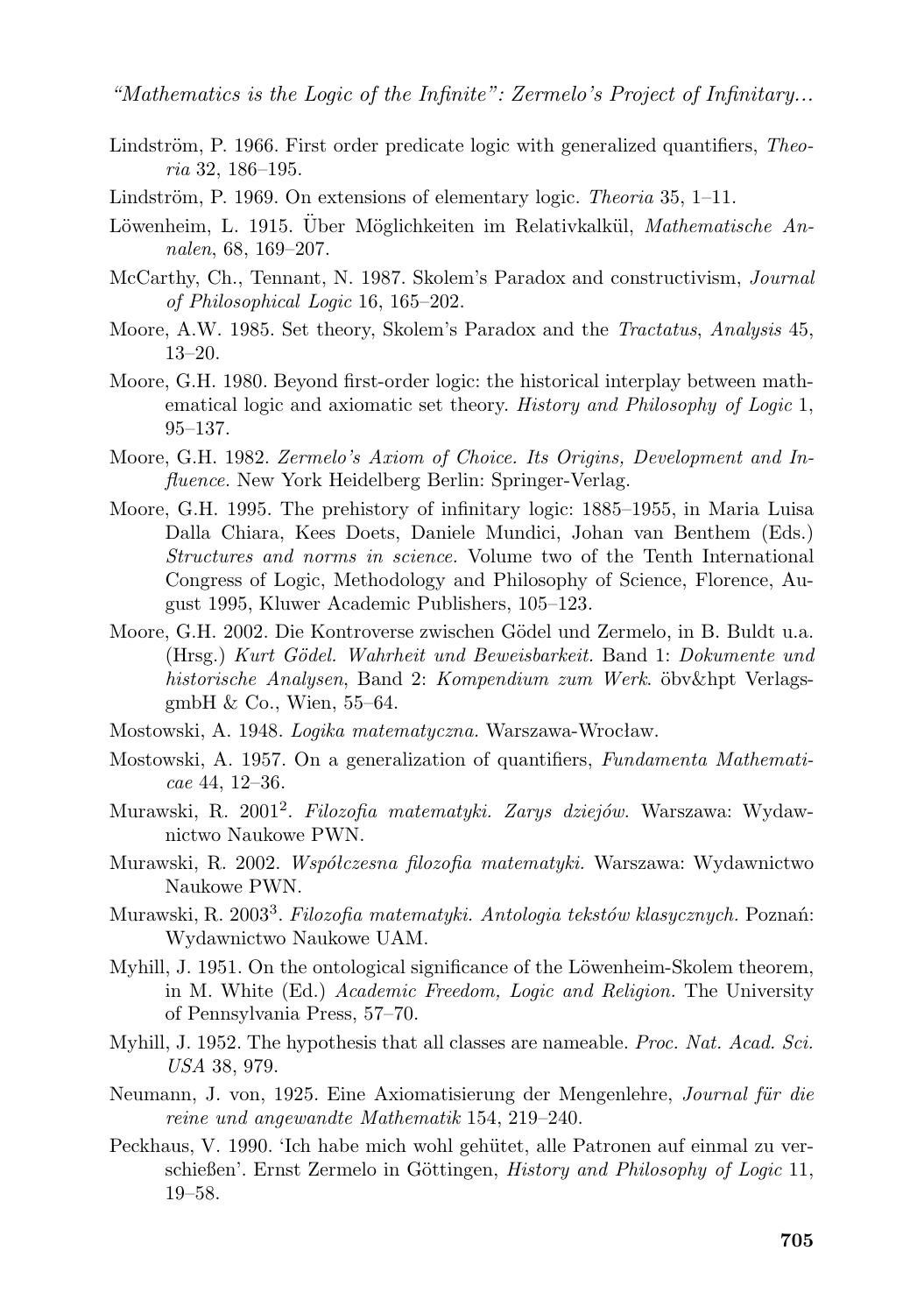Lindström, P. 1966. First order predicate logic with generalized quantifiers, *Theoria* 32, 186–195.

Lindström, P. 1969. On extensions of elementary logic. *Theoria* 35, 1–11.

Löwenheim, L. 1915. Über Möglichkeiten im Relativkalkül, *Mathematische Annalen*, 68, 169–207.

McCarthy, Ch., Tennant, N. 1987. Skolem's Paradox and constructivism, *Journal of Philosophical Logic* 16, 165–202.

Moore, A.W. 1985. Set theory, Skolem's Paradox and the *Tractatus*, *Analysis* 45, 13–20.

Moore, G.H. 1980. Beyond first-order logic: the historical interplay between mathematical logic and axiomatic set theory. *History and Philosophy of Logic* 1, 95–137.

Moore, G.H. 1982. *Zermelo's Axiom of Choice. Its Origins, Development and Influence.* New York Heidelberg Berlin: Springer-Verlag.

Moore, G.H. 1995. The prehistory of infinitary logic: 1885–1955, in Maria Luisa Dalla Chiara, Kees Doets, Daniele Mundici, Johan van Benthem (Eds.) *Structures and norms in science.* Volume two of the Tenth International Congress of Logic, Methodology and Philosophy of Science, Florence, August 1995, Kluwer Academic Publishers, 105–123.

Moore, G.H. 2002. Die Kontroverse zwischen Gödel und Zermelo, in B. Buldt u.a. (Hrsg.) *Kurt Gödel. Wahrheit und Beweisbarkeit.* Band 1: *Dokumente und historische Analysen*, Band 2: *Kompendium zum Werk*. öbv&hpt VerlagsgmbH & Co., Wien, 55–64.

Mostowski, A. 1948. *Logika matematyczna.* Warszawa-Wrocław.

Mostowski, A. 1957. On a generalization of quantifiers, *Fundamenta Mathematicae* 44, 12–36.

Murawski, R. 2001[2]. *Filozofia matematyki. Zarys dziejów.* Warszawa: Wydawnictwo Naukowe PWN.

Murawski, R. 2002. *Współczesna filozofia matematyki.* Warszawa: Wydawnictwo Naukowe PWN.

Murawski, R. 2003[3]. *Filozofia matematyki. Antologia tekstów klasycznych.* Poznań: Wydawnictwo Naukowe UAM.

Myhill, J. 1951. On the ontological significance of the Löwenheim-Skolem theorem, in M. White (Ed.) *Academic Freedom, Logic and Religion.* The University of Pennsylvania Press, 57–70.

Myhill, J. 1952. The hypothesis that all classes are nameable. *Proc. Nat. Acad. Sci. USA* 38, 979.

Neumann, J. von, 1925. Eine Axiomatisierung der Mengenlehre, *Journal für die reine und angewandte Mathematik* 154, 219–240.

Peckhaus, V. 1990. 'Ich habe mich wohl gehütet, alle Patronen auf einmal zu verschießen'. Ernst Zermelo in Göttingen, *History and Philosophy of Logic* 11, 19–58.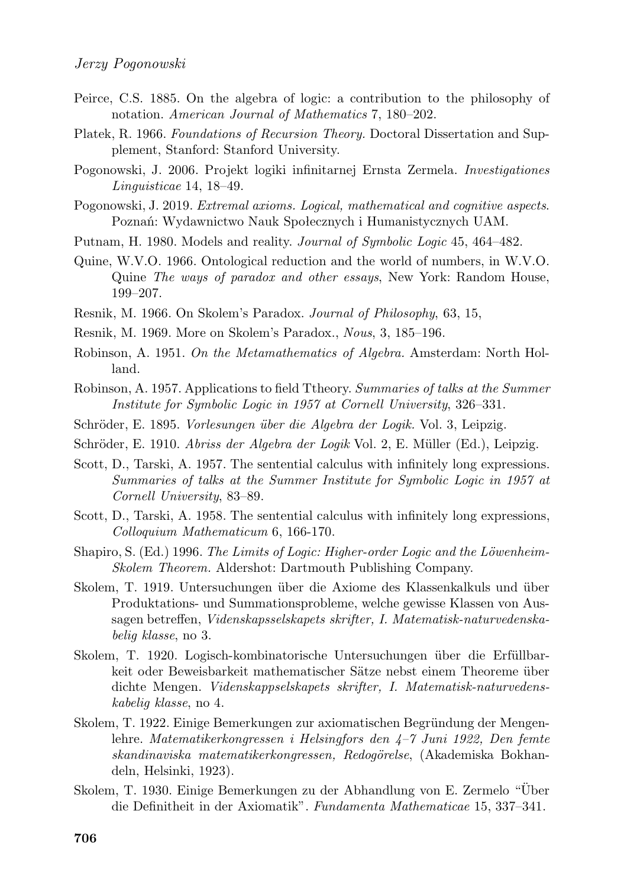Peirce, C.S. 1885. On the algebra of logic: a contribution to the philosophy of notation. *American Journal of Mathematics* 7, 180–202.

Platek, R. 1966. *Foundations of Recursion Theory.* Doctoral Dissertation and Supplement, Stanford: Stanford University.

Pogonowski, J. 2006. Projekt logiki infinitarnej Ernsta Zermela. *Investigationes Linguisticae* 14, 18–49.

Pogonowski, J. 2019. *Extremal axioms. Logical, mathematical and cognitive aspects*. Poznań: Wydawnictwo Nauk Społecznych i Humanistycznych UAM.

Putnam, H. 1980. Models and reality. *Journal of Symbolic Logic* 45, 464–482.

Quine, W.V.O. 1966. Ontological reduction and the world of numbers, in W.V.O. Quine *The ways of paradox and other essays*, New York: Random House, 199–207.

Resnik, M. 1966. On Skolem's Paradox. *Journal of Philosophy*, 63, 15,

Resnik, M. 1969. More on Skolem's Paradox., *Nous*, 3, 185–196.

Robinson, A. 1951. *On the Metamathematics of Algebra.* Amsterdam: North Holland.

Robinson, A. 1957. Applications to field Ttheory. *Summaries of talks at the Summer Institute for Symbolic Logic in 1957 at Cornell University*, 326–331.

Schröder, E. 1895. *Vorlesungen über die Algebra der Logik.* Vol. 3, Leipzig.

Schröder, E. 1910. *Abriss der Algebra der Logik* Vol. 2, E. Müller (Ed.), Leipzig.

Scott, D., Tarski, A. 1957. The sentential calculus with infinitely long expressions. *Summaries of talks at the Summer Institute for Symbolic Logic in 1957 at Cornell University*, 83–89.

Scott, D., Tarski, A. 1958. The sentential calculus with infinitely long expressions, *Colloquium Mathematicum* 6, 166-170.

Shapiro, S. (Ed.) 1996. *The Limits of Logic: Higher-order Logic and the Löwenheim-Skolem Theorem.* Aldershot: Dartmouth Publishing Company.

Skolem, T. 1919. Untersuchungen über die Axiome des Klassenkalkuls und über Produktations- und Summationsprobleme, welche gewisse Klassen von Aussagen betreffen, *Videnskapsselskapets skrifter, I. Matematisk-naturvedenskabelig klasse*, no 3.

Skolem, T. 1920. Logisch-kombinatorische Untersuchungen über die Erfüllbarkeit oder Beweisbarkeit mathematischer Sätze nebst einem Theoreme über dichte Mengen. *Videnskappselskapets skrifter, I. Matematisk-naturvedenskabelig klasse*, no 4.

Skolem, T. 1922. Einige Bemerkungen zur axiomatischen Begründung der Mengenlehre. *Matematikerkongressen i Helsingfors den 4–7 Juni 1922, Den femte skandinaviska matematikerkongressen, Redogörelse*, (Akademiska Bokhandeln, Helsinki, 1923).

Skolem, T. 1930. Einige Bemerkungen zu der Abhandlung von E. Zermelo "Über die Definitheit in der Axiomatik". *Fundamenta Mathematicae* 15, 337–341.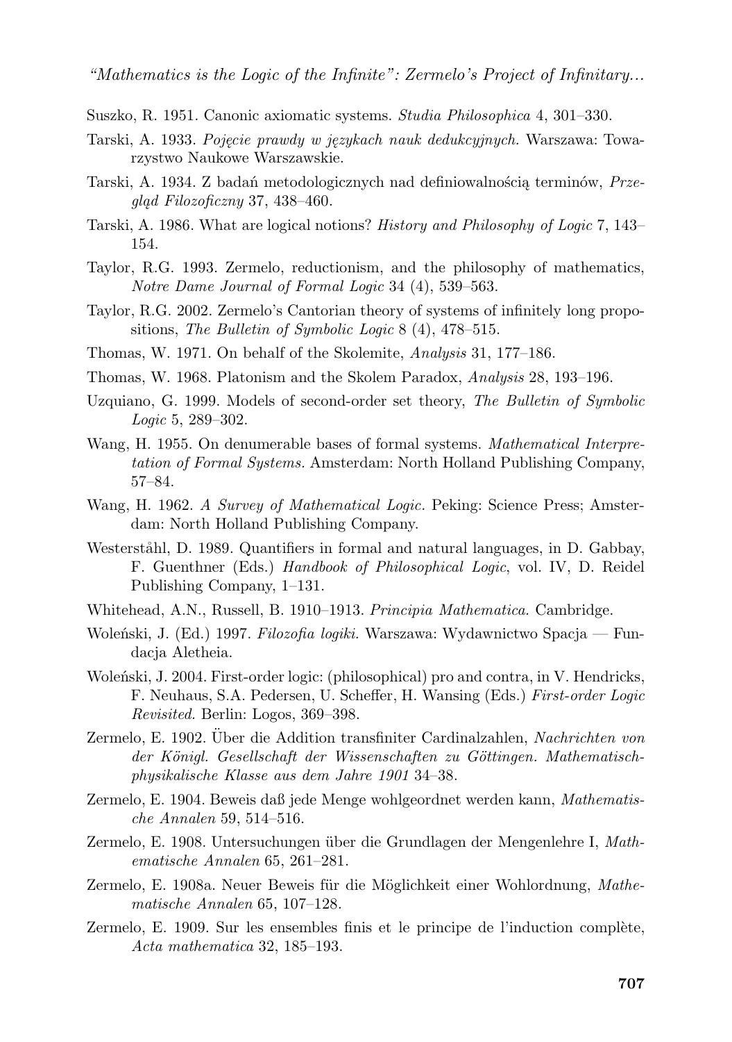Suszko, R. 1951. Canonic axiomatic systems. *Studia Philosophica* 4, 301–330.

Tarski, A. 1933. *Pojęcie prawdy w językach nauk dedukcyjnych.* Warszawa: Towarzystwo Naukowe Warszawskie.

Tarski, A. 1934. Z badań metodologicznych nad definiowalnością terminów, *Przegląd Filozoficzny* 37, 438–460.

Tarski, A. 1986. What are logical notions? *History and Philosophy of Logic* 7, 143–154.

Taylor, R.G. 1993. Zermelo, reductionism, and the philosophy of mathematics, *Notre Dame Journal of Formal Logic* 34 (4), 539–563.

Taylor, R.G. 2002. Zermelo's Cantorian theory of systems of infinitely long propositions, *The Bulletin of Symbolic Logic* 8 (4), 478–515.

Thomas, W. 1971. On behalf of the Skolemite, *Analysis* 31, 177–186.

Thomas, W. 1968. Platonism and the Skolem Paradox, *Analysis* 28, 193–196.

Uzquiano, G. 1999. Models of second-order set theory, *The Bulletin of Symbolic Logic* 5, 289–302.

Wang, H. 1955. On denumerable bases of formal systems. *Mathematical Interpretation of Formal Systems.* Amsterdam: North Holland Publishing Company, 57–84.

Wang, H. 1962. *A Survey of Mathematical Logic.* Peking: Science Press; Amsterdam: North Holland Publishing Company.

Westerståhl, D. 1989. Quantifiers in formal and natural languages, in D. Gabbay, F. Guenthner (Eds.) *Handbook of Philosophical Logic*, vol. IV, D. Reidel Publishing Company, 1–131.

Whitehead, A.N., Russell, B. 1910–1913. *Principia Mathematica.* Cambridge.

Woleński, J. (Ed.) 1997. *Filozofia logiki.* Warszawa: Wydawnictwo Spacja — Fundacja Aletheia.

Woleński, J. 2004. First-order logic: (philosophical) pro and contra, in V. Hendricks, F. Neuhaus, S.A. Pedersen, U. Scheffer, H. Wansing (Eds.) *First-order Logic Revisited.* Berlin: Logos, 369–398.

Zermelo, E. 1902. Über die Addition transfiniter Cardinalzahlen, *Nachrichten von der Königl. Gesellschaft der Wissenschaften zu Göttingen. Mathematisch-physikalische Klasse aus dem Jahre 1901* 34–38.

Zermelo, E. 1904. Beweis daß jede Menge wohlgeordnet werden kann, *Mathematische Annalen* 59, 514–516.

Zermelo, E. 1908. Untersuchungen über die Grundlagen der Mengenlehre I, *Mathematische Annalen* 65, 261–281.

Zermelo, E. 1908a. Neuer Beweis für die Möglichkeit einer Wohlordnung, *Mathematische Annalen* 65, 107–128.

Zermelo, E. 1909. Sur les ensembles finis et le principe de l'induction complète, *Acta mathematica* 32, 185–193.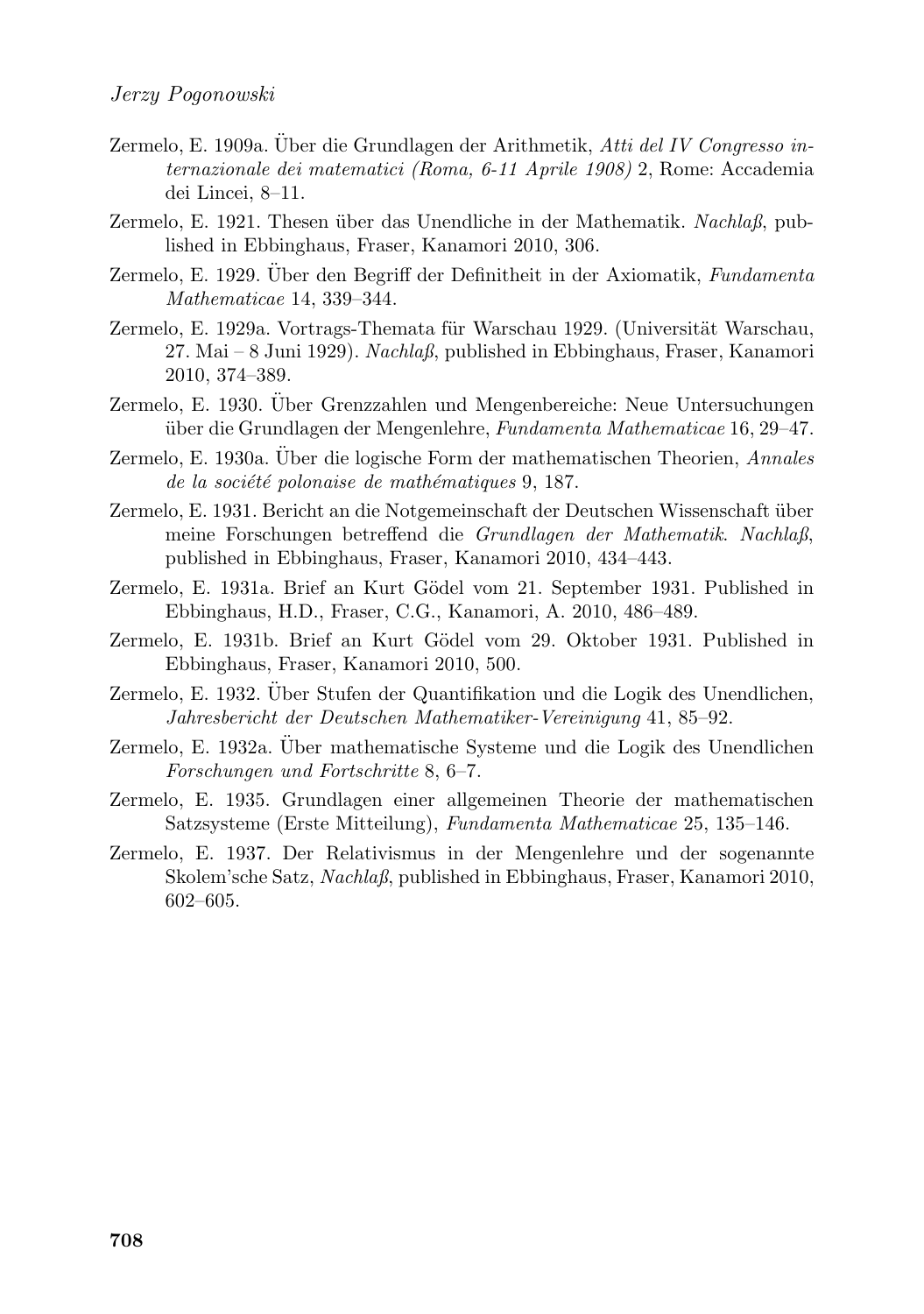Zermelo, E. 1909a. Über die Grundlagen der Arithmetik, *Atti del IV Congresso internazionale dei matematici (Roma, 6-11 Aprile 1908)* 2, Rome: Accademia dei Lincei, 8–11.

Zermelo, E. 1921. Thesen über das Unendliche in der Mathematik. *Nachlaß*, published in Ebbinghaus, Fraser, Kanamori 2010, 306.

Zermelo, E. 1929. Über den Begriff der Definitheit in der Axiomatik, *Fundamenta Mathematicae* 14, 339–344.

Zermelo, E. 1929a. Vortrags-Themata für Warschau 1929. (Universität Warschau, 27. Mai – 8 Juni 1929). *Nachlaß*, published in Ebbinghaus, Fraser, Kanamori 2010, 374–389.

Zermelo, E. 1930. Über Grenzzahlen und Mengenbereiche: Neue Untersuchungen über die Grundlagen der Mengenlehre, *Fundamenta Mathematicae* 16, 29–47.

Zermelo, E. 1930a. Über die logische Form der mathematischen Theorien, *Annales de la société polonaise de mathématiques* 9, 187.

Zermelo, E. 1931. Bericht an die Notgemeinschaft der Deutschen Wissenschaft über meine Forschungen betreffend die *Grundlagen der Mathematik*. *Nachlaß*, published in Ebbinghaus, Fraser, Kanamori 2010, 434–443.

Zermelo, E. 1931a. Brief an Kurt Gödel vom 21. September 1931. Published in Ebbinghaus, H.D., Fraser, C.G., Kanamori, A. 2010, 486–489.

Zermelo, E. 1931b. Brief an Kurt Gödel vom 29. Oktober 1931. Published in Ebbinghaus, Fraser, Kanamori 2010, 500.

Zermelo, E. 1932. Über Stufen der Quantifikation und die Logik des Unendlichen, *Jahresbericht der Deutschen Mathematiker-Vereinigung* 41, 85–92.

Zermelo, E. 1932a. Über mathematische Systeme und die Logik des Unendlichen *Forschungen und Fortschritte* 8, 6–7.

Zermelo, E. 1935. Grundlagen einer allgemeinen Theorie der mathematischen Satzsysteme (Erste Mitteilung), *Fundamenta Mathematicae* 25, 135–146.

Zermelo, E. 1937. Der Relativismus in der Mengenlehre und der sogenannte Skolem'sche Satz, *Nachlaß*, published in Ebbinghaus, Fraser, Kanamori 2010, 602–605.